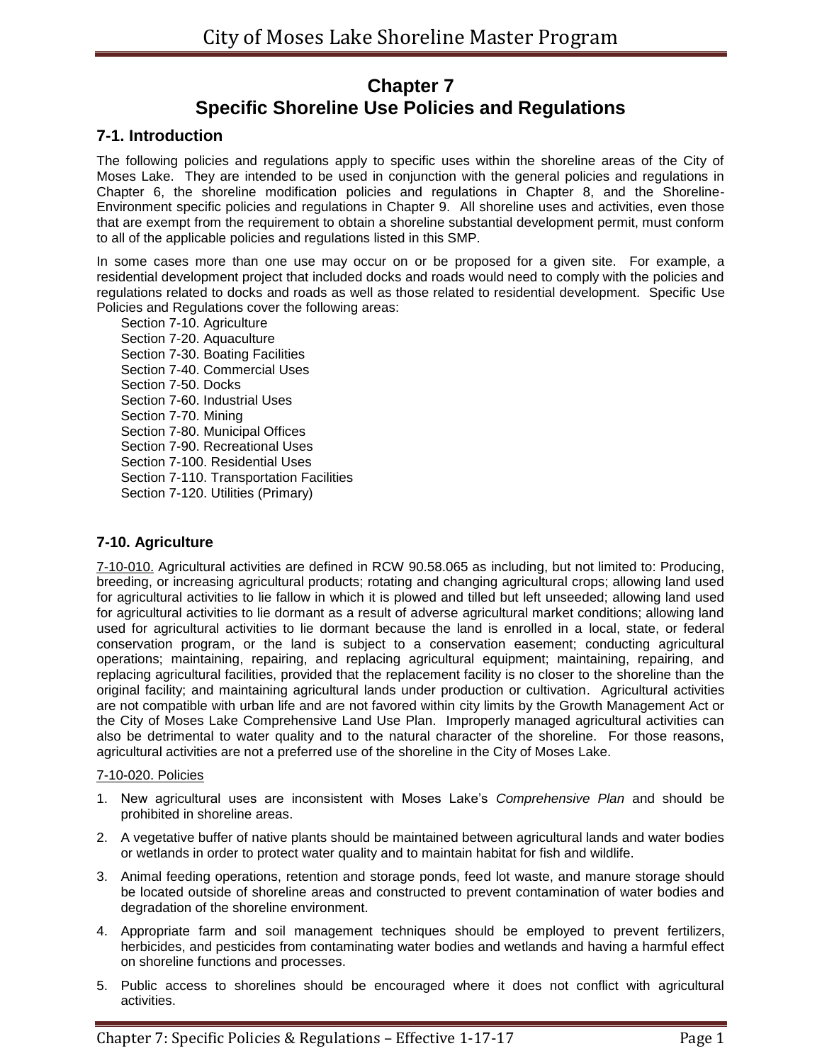# Chapter 7
# Specific Shoreline Use Policies and Regulations

## 7-1. Introduction

The following policies and regulations apply to specific uses within the shoreline areas of the City of Moses Lake. They are intended to be used in conjunction with the general policies and regulations in Chapter 6, the shoreline modification policies and regulations in Chapter 8, and the Shoreline-Environment specific policies and regulations in Chapter 9. All shoreline uses and activities, even those that are exempt from the requirement to obtain a shoreline substantial development permit, must conform to all of the applicable policies and regulations listed in this SMP.

In some cases more than one use may occur on or be proposed for a given site. For example, a residential development project that included docks and roads would need to comply with the policies and regulations related to docks and roads as well as those related to residential development. Specific Use Policies and Regulations cover the following areas:

- Section 7-10. Agriculture
- Section 7-20. Aquaculture
- Section 7-30. Boating Facilities
- Section 7-40. Commercial Uses
- Section 7-50. Docks
- Section 7-60. Industrial Uses
- Section 7-70. Mining
- Section 7-80. Municipal Offices
- Section 7-90. Recreational Uses
- Section 7-100. Residential Uses
- Section 7-110. Transportation Facilities
- Section 7-120. Utilities (Primary)

## 7-10. Agriculture

7-10-010. Agricultural activities are defined in RCW 90.58.065 as including, but not limited to: Producing, breeding, or increasing agricultural products; rotating and changing agricultural crops; allowing land used for agricultural activities to lie fallow in which it is plowed and tilled but left unseeded; allowing land used for agricultural activities to lie dormant as a result of adverse agricultural market conditions; allowing land used for agricultural activities to lie dormant because the land is enrolled in a local, state, or federal conservation program, or the land is subject to a conservation easement; conducting agricultural operations; maintaining, repairing, and replacing agricultural equipment; maintaining, repairing, and replacing agricultural facilities, provided that the replacement facility is no closer to the shoreline than the original facility; and maintaining agricultural lands under production or cultivation. Agricultural activities are not compatible with urban life and are not favored within city limits by the Growth Management Act or the City of Moses Lake Comprehensive Land Use Plan. Improperly managed agricultural activities can also be detrimental to water quality and to the natural character of the shoreline. For those reasons, agricultural activities are not a preferred use of the shoreline in the City of Moses Lake.

7-10-020. Policies

1. New agricultural uses are inconsistent with Moses Lake's *Comprehensive Plan* and should be prohibited in shoreline areas.
2. A vegetative buffer of native plants should be maintained between agricultural lands and water bodies or wetlands in order to protect water quality and to maintain habitat for fish and wildlife.
3. Animal feeding operations, retention and storage ponds, feed lot waste, and manure storage should be located outside of shoreline areas and constructed to prevent contamination of water bodies and degradation of the shoreline environment.
4. Appropriate farm and soil management techniques should be employed to prevent fertilizers, herbicides, and pesticides from contaminating water bodies and wetlands and having a harmful effect on shoreline functions and processes.
5. Public access to shorelines should be encouraged where it does not conflict with agricultural activities.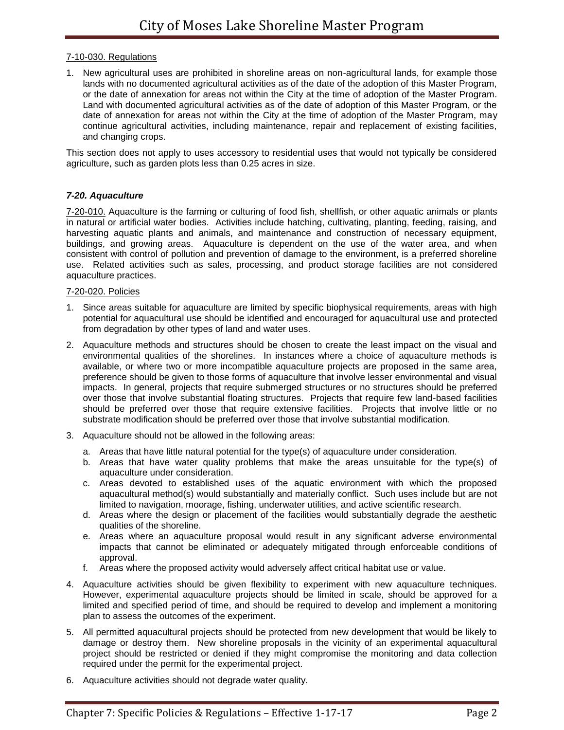7-10-030. Regulations

1. New agricultural uses are prohibited in shoreline areas on non-agricultural lands, for example those lands with no documented agricultural activities as of the date of the adoption of this Master Program, or the date of annexation for areas not within the City at the time of adoption of the Master Program. Land with documented agricultural activities as of the date of adoption of this Master Program, or the date of annexation for areas not within the City at the time of adoption of the Master Program, may continue agricultural activities, including maintenance, repair and replacement of existing facilities, and changing crops.

This section does not apply to uses accessory to residential uses that would not typically be considered agriculture, such as garden plots less than 0.25 acres in size.

### *7-20. Aquaculture*

7-20-010. Aquaculture is the farming or culturing of food fish, shellfish, or other aquatic animals or plants in natural or artificial water bodies. Activities include hatching, cultivating, planting, feeding, raising, and harvesting aquatic plants and animals, and maintenance and construction of necessary equipment, buildings, and growing areas. Aquaculture is dependent on the use of the water area, and when consistent with control of pollution and prevention of damage to the environment, is a preferred shoreline use. Related activities such as sales, processing, and product storage facilities are not considered aquaculture practices.

7-20-020. Policies

1. Since areas suitable for aquaculture are limited by specific biophysical requirements, areas with high potential for aquacultural use should be identified and encouraged for aquacultural use and protected from degradation by other types of land and water uses.
2. Aquaculture methods and structures should be chosen to create the least impact on the visual and environmental qualities of the shorelines. In instances where a choice of aquaculture methods is available, or where two or more incompatible aquaculture projects are proposed in the same area, preference should be given to those forms of aquaculture that involve lesser environmental and visual impacts. In general, projects that require submerged structures or no structures should be preferred over those that involve substantial floating structures. Projects that require few land-based facilities should be preferred over those that require extensive facilities. Projects that involve little or no substrate modification should be preferred over those that involve substantial modification.
3. Aquaculture should not be allowed in the following areas:
   a. Areas that have little natural potential for the type(s) of aquaculture under consideration.
   b. Areas that have water quality problems that make the areas unsuitable for the type(s) of aquaculture under consideration.
   c. Areas devoted to established uses of the aquatic environment with which the proposed aquacultural method(s) would substantially and materially conflict. Such uses include but are not limited to navigation, moorage, fishing, underwater utilities, and active scientific research.
   d. Areas where the design or placement of the facilities would substantially degrade the aesthetic qualities of the shoreline.
   e. Areas where an aquaculture proposal would result in any significant adverse environmental impacts that cannot be eliminated or adequately mitigated through enforceable conditions of approval.
   f. Areas where the proposed activity would adversely affect critical habitat use or value.
4. Aquaculture activities should be given flexibility to experiment with new aquaculture techniques. However, experimental aquaculture projects should be limited in scale, should be approved for a limited and specified period of time, and should be required to develop and implement a monitoring plan to assess the outcomes of the experiment.
5. All permitted aquacultural projects should be protected from new development that would be likely to damage or destroy them. New shoreline proposals in the vicinity of an experimental aquacultural project should be restricted or denied if they might compromise the monitoring and data collection required under the permit for the experimental project.
6. Aquaculture activities should not degrade water quality.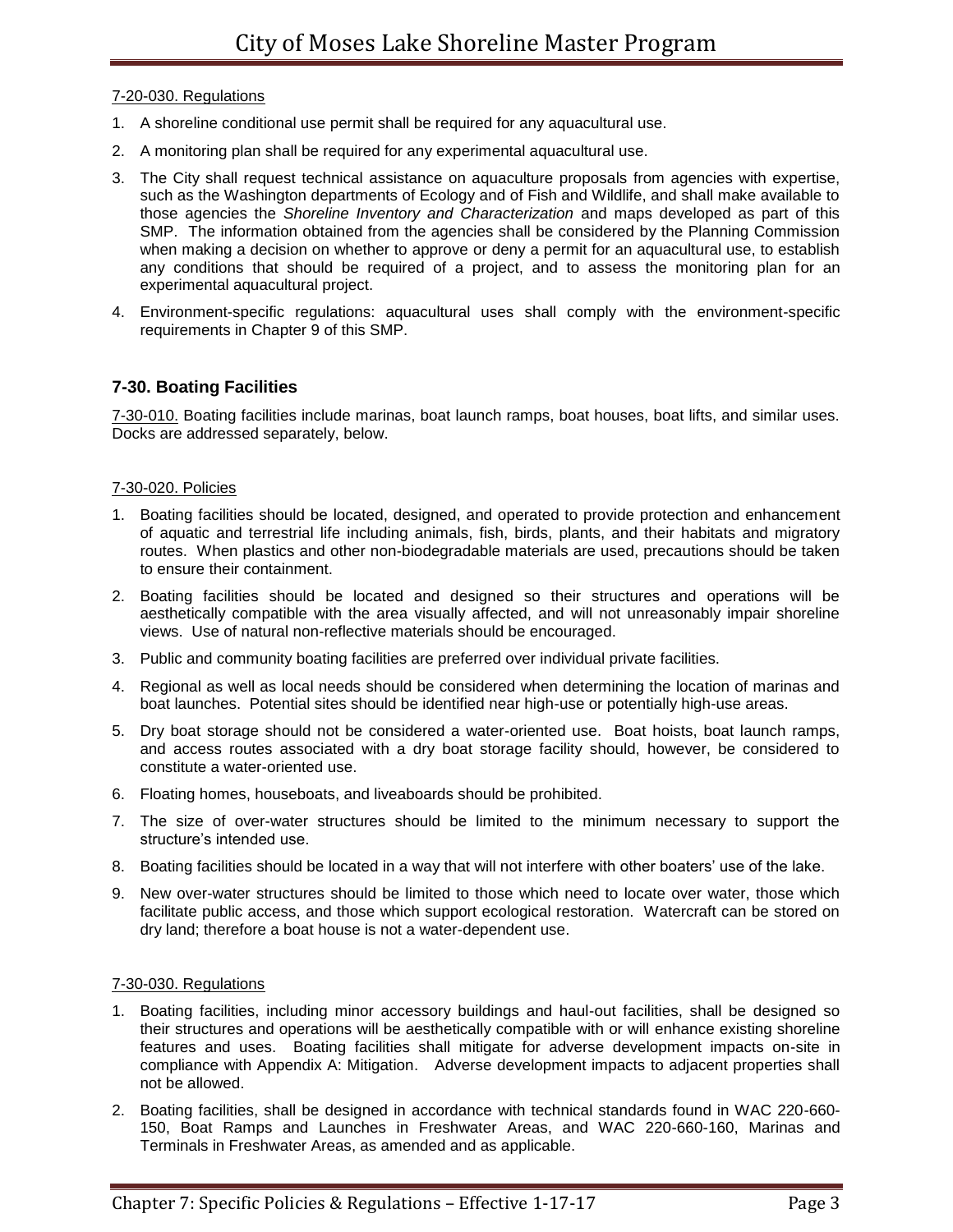7-20-030. Regulations

1. A shoreline conditional use permit shall be required for any aquacultural use.
2. A monitoring plan shall be required for any experimental aquacultural use.
3. The City shall request technical assistance on aquaculture proposals from agencies with expertise, such as the Washington departments of Ecology and of Fish and Wildlife, and shall make available to those agencies the *Shoreline Inventory and Characterization* and maps developed as part of this SMP. The information obtained from the agencies shall be considered by the Planning Commission when making a decision on whether to approve or deny a permit for an aquacultural use, to establish any conditions that should be required of a project, and to assess the monitoring plan for an experimental aquacultural project.
4. Environment-specific regulations: aquacultural uses shall comply with the environment-specific requirements in Chapter 9 of this SMP.

### 7-30. Boating Facilities

7-30-010. Boating facilities include marinas, boat launch ramps, boat houses, boat lifts, and similar uses. Docks are addressed separately, below.

7-30-020. Policies

1. Boating facilities should be located, designed, and operated to provide protection and enhancement of aquatic and terrestrial life including animals, fish, birds, plants, and their habitats and migratory routes. When plastics and other non-biodegradable materials are used, precautions should be taken to ensure their containment.
2. Boating facilities should be located and designed so their structures and operations will be aesthetically compatible with the area visually affected, and will not unreasonably impair shoreline views. Use of natural non-reflective materials should be encouraged.
3. Public and community boating facilities are preferred over individual private facilities.
4. Regional as well as local needs should be considered when determining the location of marinas and boat launches. Potential sites should be identified near high-use or potentially high-use areas.
5. Dry boat storage should not be considered a water-oriented use. Boat hoists, boat launch ramps, and access routes associated with a dry boat storage facility should, however, be considered to constitute a water-oriented use.
6. Floating homes, houseboats, and liveaboards should be prohibited.
7. The size of over-water structures should be limited to the minimum necessary to support the structure's intended use.
8. Boating facilities should be located in a way that will not interfere with other boaters' use of the lake.
9. New over-water structures should be limited to those which need to locate over water, those which facilitate public access, and those which support ecological restoration. Watercraft can be stored on dry land; therefore a boat house is not a water-dependent use.

7-30-030. Regulations

1. Boating facilities, including minor accessory buildings and haul-out facilities, shall be designed so their structures and operations will be aesthetically compatible with or will enhance existing shoreline features and uses. Boating facilities shall mitigate for adverse development impacts on-site in compliance with Appendix A: Mitigation. Adverse development impacts to adjacent properties shall not be allowed.
2. Boating facilities, shall be designed in accordance with technical standards found in WAC 220-660-150, Boat Ramps and Launches in Freshwater Areas, and WAC 220-660-160, Marinas and Terminals in Freshwater Areas, as amended and as applicable.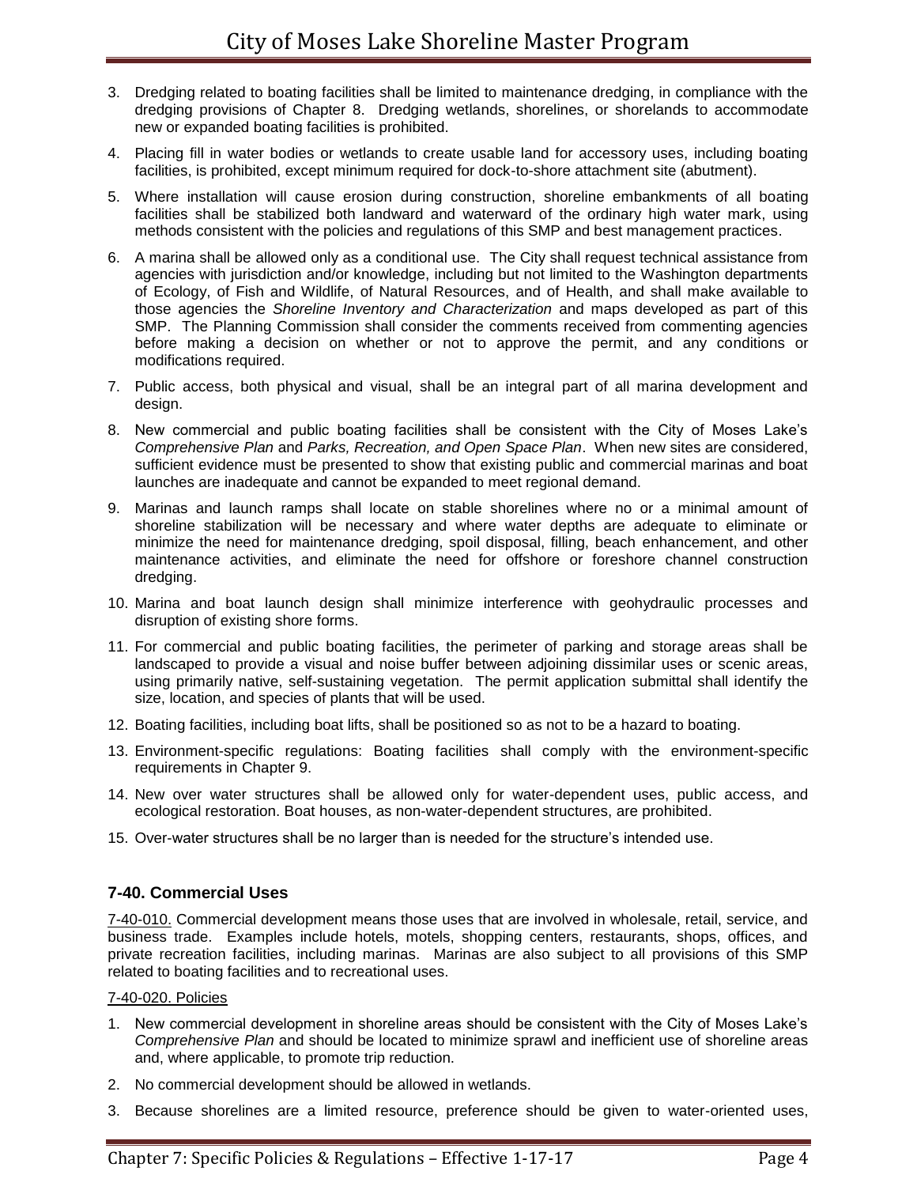3. Dredging related to boating facilities shall be limited to maintenance dredging, in compliance with the dredging provisions of Chapter 8. Dredging wetlands, shorelines, or shorelands to accommodate new or expanded boating facilities is prohibited.

4. Placing fill in water bodies or wetlands to create usable land for accessory uses, including boating facilities, is prohibited, except minimum required for dock-to-shore attachment site (abutment).

5. Where installation will cause erosion during construction, shoreline embankments of all boating facilities shall be stabilized both landward and waterward of the ordinary high water mark, using methods consistent with the policies and regulations of this SMP and best management practices.

6. A marina shall be allowed only as a conditional use. The City shall request technical assistance from agencies with jurisdiction and/or knowledge, including but not limited to the Washington departments of Ecology, of Fish and Wildlife, of Natural Resources, and of Health, and shall make available to those agencies the *Shoreline Inventory and Characterization* and maps developed as part of this SMP. The Planning Commission shall consider the comments received from commenting agencies before making a decision on whether or not to approve the permit, and any conditions or modifications required.

7. Public access, both physical and visual, shall be an integral part of all marina development and design.

8. New commercial and public boating facilities shall be consistent with the City of Moses Lake's *Comprehensive Plan* and *Parks, Recreation, and Open Space Plan*. When new sites are considered, sufficient evidence must be presented to show that existing public and commercial marinas and boat launches are inadequate and cannot be expanded to meet regional demand.

9. Marinas and launch ramps shall locate on stable shorelines where no or a minimal amount of shoreline stabilization will be necessary and where water depths are adequate to eliminate or minimize the need for maintenance dredging, spoil disposal, filling, beach enhancement, and other maintenance activities, and eliminate the need for offshore or foreshore channel construction dredging.

10. Marina and boat launch design shall minimize interference with geohydraulic processes and disruption of existing shore forms.

11. For commercial and public boating facilities, the perimeter of parking and storage areas shall be landscaped to provide a visual and noise buffer between adjoining dissimilar uses or scenic areas, using primarily native, self-sustaining vegetation. The permit application submittal shall identify the size, location, and species of plants that will be used.

12. Boating facilities, including boat lifts, shall be positioned so as not to be a hazard to boating.

13. Environment-specific regulations: Boating facilities shall comply with the environment-specific requirements in Chapter 9.

14. New over water structures shall be allowed only for water-dependent uses, public access, and ecological restoration. Boat houses, as non-water-dependent structures, are prohibited.

15. Over-water structures shall be no larger than is needed for the structure's intended use.

### 7-40. Commercial Uses

7-40-010. Commercial development means those uses that are involved in wholesale, retail, service, and business trade. Examples include hotels, motels, shopping centers, restaurants, shops, offices, and private recreation facilities, including marinas. Marinas are also subject to all provisions of this SMP related to boating facilities and to recreational uses.

7-40-020. Policies

1. New commercial development in shoreline areas should be consistent with the City of Moses Lake's *Comprehensive Plan* and should be located to minimize sprawl and inefficient use of shoreline areas and, where applicable, to promote trip reduction.

2. No commercial development should be allowed in wetlands.

3. Because shorelines are a limited resource, preference should be given to water-oriented uses,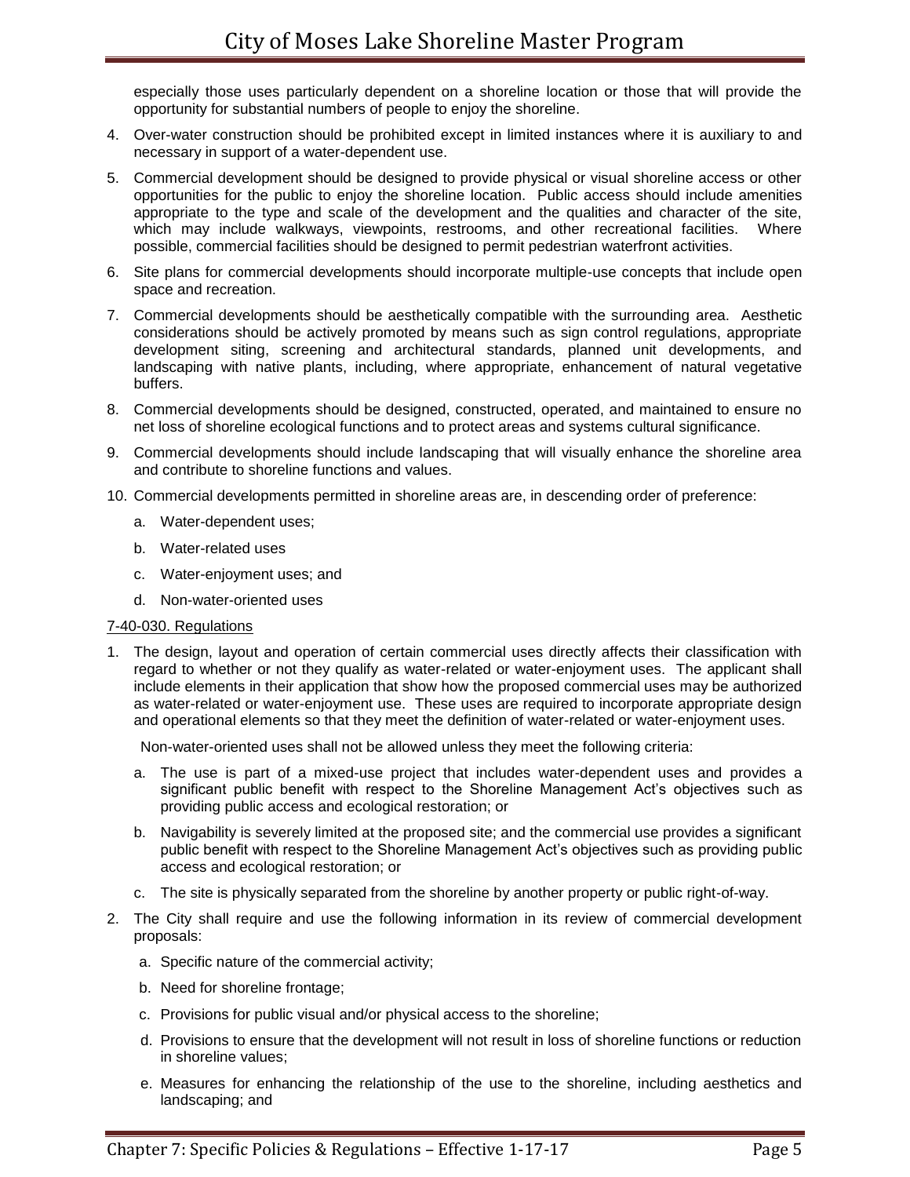especially those uses particularly dependent on a shoreline location or those that will provide the opportunity for substantial numbers of people to enjoy the shoreline.

4. Over-water construction should be prohibited except in limited instances where it is auxiliary to and necessary in support of a water-dependent use.
5. Commercial development should be designed to provide physical or visual shoreline access or other opportunities for the public to enjoy the shoreline location. Public access should include amenities appropriate to the type and scale of the development and the qualities and character of the site, which may include walkways, viewpoints, restrooms, and other recreational facilities. Where possible, commercial facilities should be designed to permit pedestrian waterfront activities.
6. Site plans for commercial developments should incorporate multiple-use concepts that include open space and recreation.
7. Commercial developments should be aesthetically compatible with the surrounding area. Aesthetic considerations should be actively promoted by means such as sign control regulations, appropriate development siting, screening and architectural standards, planned unit developments, and landscaping with native plants, including, where appropriate, enhancement of natural vegetative buffers.
8. Commercial developments should be designed, constructed, operated, and maintained to ensure no net loss of shoreline ecological functions and to protect areas and systems cultural significance.
9. Commercial developments should include landscaping that will visually enhance the shoreline area and contribute to shoreline functions and values.
10. Commercial developments permitted in shoreline areas are, in descending order of preference:
    a. Water-dependent uses;
    b. Water-related uses
    c. Water-enjoyment uses; and
    d. Non-water-oriented uses

7-40-030. Regulations

1. The design, layout and operation of certain commercial uses directly affects their classification with regard to whether or not they qualify as water-related or water-enjoyment uses. The applicant shall include elements in their application that show how the proposed commercial uses may be authorized as water-related or water-enjoyment use. These uses are required to incorporate appropriate design and operational elements so that they meet the definition of water-related or water-enjoyment uses.

   Non-water-oriented uses shall not be allowed unless they meet the following criteria:

   a. The use is part of a mixed-use project that includes water-dependent uses and provides a significant public benefit with respect to the Shoreline Management Act's objectives such as providing public access and ecological restoration; or
   b. Navigability is severely limited at the proposed site; and the commercial use provides a significant public benefit with respect to the Shoreline Management Act's objectives such as providing public access and ecological restoration; or
   c. The site is physically separated from the shoreline by another property or public right-of-way.
2. The City shall require and use the following information in its review of commercial development proposals:
   a. Specific nature of the commercial activity;
   b. Need for shoreline frontage;
   c. Provisions for public visual and/or physical access to the shoreline;
   d. Provisions to ensure that the development will not result in loss of shoreline functions or reduction in shoreline values;
   e. Measures for enhancing the relationship of the use to the shoreline, including aesthetics and landscaping; and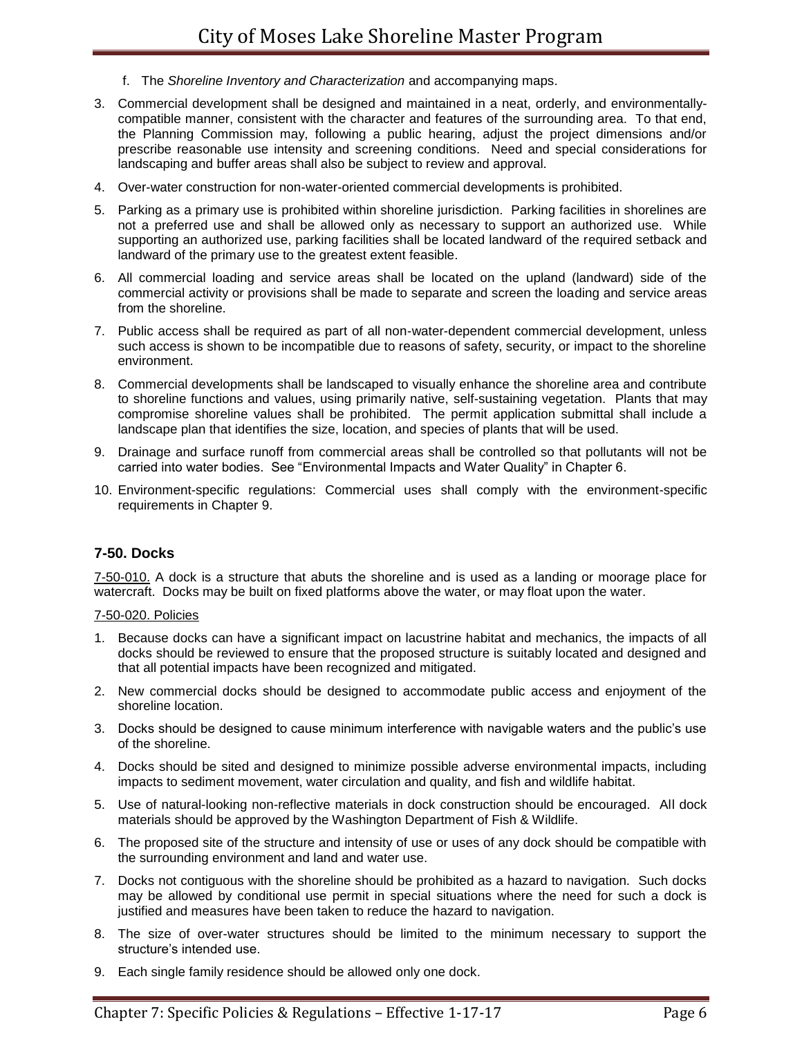f. The *Shoreline Inventory and Characterization* and accompanying maps.

3. Commercial development shall be designed and maintained in a neat, orderly, and environmentally-compatible manner, consistent with the character and features of the surrounding area. To that end, the Planning Commission may, following a public hearing, adjust the project dimensions and/or prescribe reasonable use intensity and screening conditions. Need and special considerations for landscaping and buffer areas shall also be subject to review and approval.
4. Over-water construction for non-water-oriented commercial developments is prohibited.
5. Parking as a primary use is prohibited within shoreline jurisdiction. Parking facilities in shorelines are not a preferred use and shall be allowed only as necessary to support an authorized use. While supporting an authorized use, parking facilities shall be located landward of the required setback and landward of the primary use to the greatest extent feasible.
6. All commercial loading and service areas shall be located on the upland (landward) side of the commercial activity or provisions shall be made to separate and screen the loading and service areas from the shoreline.
7. Public access shall be required as part of all non-water-dependent commercial development, unless such access is shown to be incompatible due to reasons of safety, security, or impact to the shoreline environment.
8. Commercial developments shall be landscaped to visually enhance the shoreline area and contribute to shoreline functions and values, using primarily native, self-sustaining vegetation. Plants that may compromise shoreline values shall be prohibited. The permit application submittal shall include a landscape plan that identifies the size, location, and species of plants that will be used.
9. Drainage and surface runoff from commercial areas shall be controlled so that pollutants will not be carried into water bodies. See "Environmental Impacts and Water Quality" in Chapter 6.
10. Environment-specific regulations: Commercial uses shall comply with the environment-specific requirements in Chapter 9.

### 7-50. Docks

7-50-010. A dock is a structure that abuts the shoreline and is used as a landing or moorage place for watercraft. Docks may be built on fixed platforms above the water, or may float upon the water.

7-50-020. Policies

1. Because docks can have a significant impact on lacustrine habitat and mechanics, the impacts of all docks should be reviewed to ensure that the proposed structure is suitably located and designed and that all potential impacts have been recognized and mitigated.
2. New commercial docks should be designed to accommodate public access and enjoyment of the shoreline location.
3. Docks should be designed to cause minimum interference with navigable waters and the public's use of the shoreline.
4. Docks should be sited and designed to minimize possible adverse environmental impacts, including impacts to sediment movement, water circulation and quality, and fish and wildlife habitat.
5. Use of natural-looking non-reflective materials in dock construction should be encouraged. All dock materials should be approved by the Washington Department of Fish & Wildlife.
6. The proposed site of the structure and intensity of use or uses of any dock should be compatible with the surrounding environment and land and water use.
7. Docks not contiguous with the shoreline should be prohibited as a hazard to navigation. Such docks may be allowed by conditional use permit in special situations where the need for such a dock is justified and measures have been taken to reduce the hazard to navigation.
8. The size of over-water structures should be limited to the minimum necessary to support the structure's intended use.
9. Each single family residence should be allowed only one dock.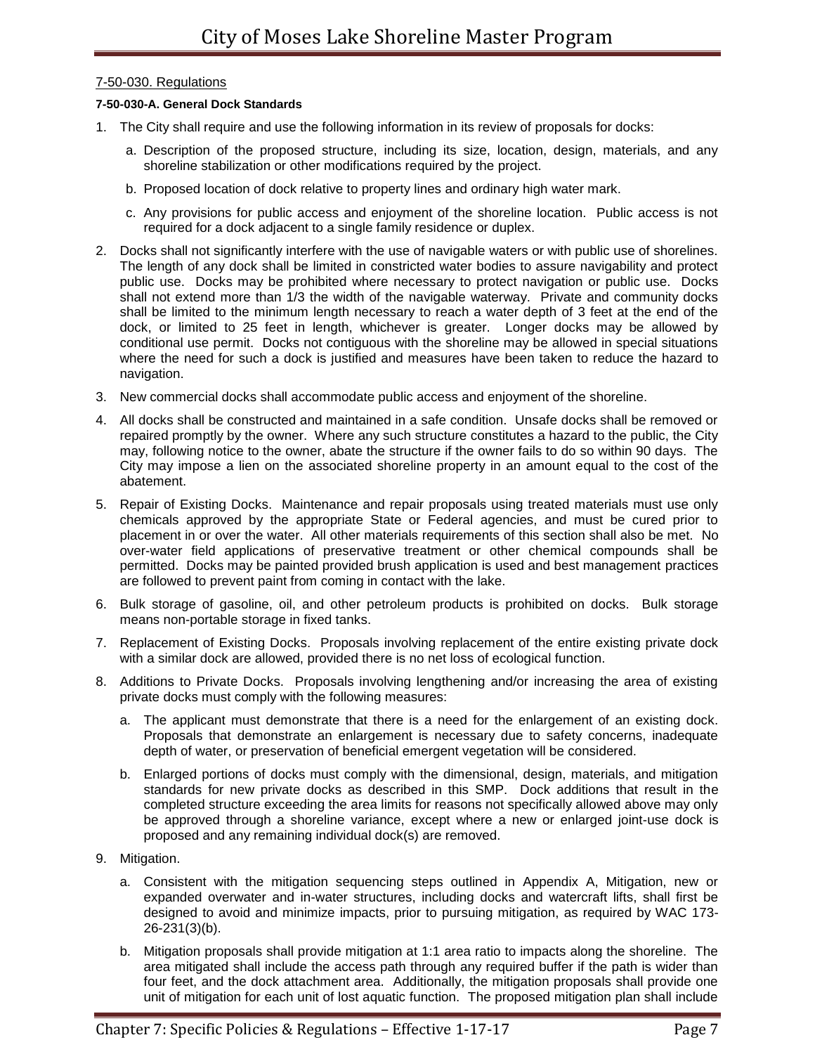7-50-030. Regulations

**7-50-030-A. General Dock Standards**

1. The City shall require and use the following information in its review of proposals for docks:

   a. Description of the proposed structure, including its size, location, design, materials, and any shoreline stabilization or other modifications required by the project.

   b. Proposed location of dock relative to property lines and ordinary high water mark.

   c. Any provisions for public access and enjoyment of the shoreline location. Public access is not required for a dock adjacent to a single family residence or duplex.

2. Docks shall not significantly interfere with the use of navigable waters or with public use of shorelines. The length of any dock shall be limited in constricted water bodies to assure navigability and protect public use. Docks may be prohibited where necessary to protect navigation or public use. Docks shall not extend more than 1/3 the width of the navigable waterway. Private and community docks shall be limited to the minimum length necessary to reach a water depth of 3 feet at the end of the dock, or limited to 25 feet in length, whichever is greater. Longer docks may be allowed by conditional use permit. Docks not contiguous with the shoreline may be allowed in special situations where the need for such a dock is justified and measures have been taken to reduce the hazard to navigation.

3. New commercial docks shall accommodate public access and enjoyment of the shoreline.

4. All docks shall be constructed and maintained in a safe condition. Unsafe docks shall be removed or repaired promptly by the owner. Where any such structure constitutes a hazard to the public, the City may, following notice to the owner, abate the structure if the owner fails to do so within 90 days. The City may impose a lien on the associated shoreline property in an amount equal to the cost of the abatement.

5. Repair of Existing Docks. Maintenance and repair proposals using treated materials must use only chemicals approved by the appropriate State or Federal agencies, and must be cured prior to placement in or over the water. All other materials requirements of this section shall also be met. No over-water field applications of preservative treatment or other chemical compounds shall be permitted. Docks may be painted provided brush application is used and best management practices are followed to prevent paint from coming in contact with the lake.

6. Bulk storage of gasoline, oil, and other petroleum products is prohibited on docks. Bulk storage means non-portable storage in fixed tanks.

7. Replacement of Existing Docks. Proposals involving replacement of the entire existing private dock with a similar dock are allowed, provided there is no net loss of ecological function.

8. Additions to Private Docks. Proposals involving lengthening and/or increasing the area of existing private docks must comply with the following measures:

   a. The applicant must demonstrate that there is a need for the enlargement of an existing dock. Proposals that demonstrate an enlargement is necessary due to safety concerns, inadequate depth of water, or preservation of beneficial emergent vegetation will be considered.

   b. Enlarged portions of docks must comply with the dimensional, design, materials, and mitigation standards for new private docks as described in this SMP. Dock additions that result in the completed structure exceeding the area limits for reasons not specifically allowed above may only be approved through a shoreline variance, except where a new or enlarged joint-use dock is proposed and any remaining individual dock(s) are removed.

9. Mitigation.

   a. Consistent with the mitigation sequencing steps outlined in Appendix A, Mitigation, new or expanded overwater and in-water structures, including docks and watercraft lifts, shall first be designed to avoid and minimize impacts, prior to pursuing mitigation, as required by WAC 173-26-231(3)(b).

   b. Mitigation proposals shall provide mitigation at 1:1 area ratio to impacts along the shoreline. The area mitigated shall include the access path through any required buffer if the path is wider than four feet, and the dock attachment area. Additionally, the mitigation proposals shall provide one unit of mitigation for each unit of lost aquatic function. The proposed mitigation plan shall include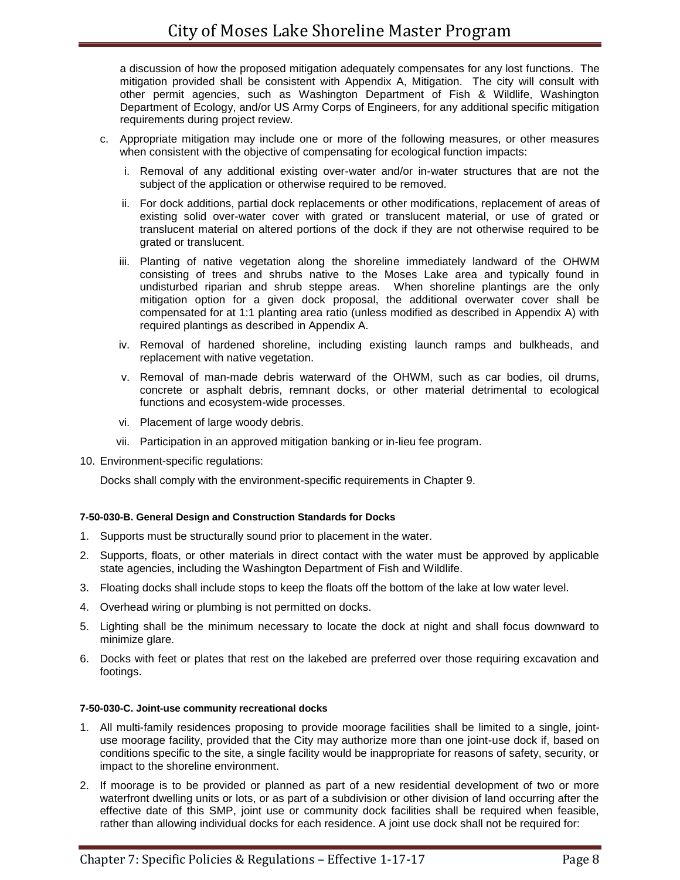a discussion of how the proposed mitigation adequately compensates for any lost functions. The mitigation provided shall be consistent with Appendix A, Mitigation. The city will consult with other permit agencies, such as Washington Department of Fish & Wildlife, Washington Department of Ecology, and/or US Army Corps of Engineers, for any additional specific mitigation requirements during project review.

c. Appropriate mitigation may include one or more of the following measures, or other measures when consistent with the objective of compensating for ecological function impacts:

   i. Removal of any additional existing over-water and/or in-water structures that are not the subject of the application or otherwise required to be removed.

   ii. For dock additions, partial dock replacements or other modifications, replacement of areas of existing solid over-water cover with grated or translucent material, or use of grated or translucent material on altered portions of the dock if they are not otherwise required to be grated or translucent.

   iii. Planting of native vegetation along the shoreline immediately landward of the OHWM consisting of trees and shrubs native to the Moses Lake area and typically found in undisturbed riparian and shrub steppe areas. When shoreline plantings are the only mitigation option for a given dock proposal, the additional overwater cover shall be compensated for at 1:1 planting area ratio (unless modified as described in Appendix A) with required plantings as described in Appendix A.

   iv. Removal of hardened shoreline, including existing launch ramps and bulkheads, and replacement with native vegetation.

   v. Removal of man-made debris waterward of the OHWM, such as car bodies, oil drums, concrete or asphalt debris, remnant docks, or other material detrimental to ecological functions and ecosystem-wide processes.

   vi. Placement of large woody debris.

   vii. Participation in an approved mitigation banking or in-lieu fee program.

10. Environment-specific regulations:

    Docks shall comply with the environment-specific requirements in Chapter 9.

#### 7-50-030-B. General Design and Construction Standards for Docks

1. Supports must be structurally sound prior to placement in the water.
2. Supports, floats, or other materials in direct contact with the water must be approved by applicable state agencies, including the Washington Department of Fish and Wildlife.
3. Floating docks shall include stops to keep the floats off the bottom of the lake at low water level.
4. Overhead wiring or plumbing is not permitted on docks.
5. Lighting shall be the minimum necessary to locate the dock at night and shall focus downward to minimize glare.
6. Docks with feet or plates that rest on the lakebed are preferred over those requiring excavation and footings.

#### 7-50-030-C. Joint-use community recreational docks

1. All multi-family residences proposing to provide moorage facilities shall be limited to a single, joint-use moorage facility, provided that the City may authorize more than one joint-use dock if, based on conditions specific to the site, a single facility would be inappropriate for reasons of safety, security, or impact to the shoreline environment.
2. If moorage is to be provided or planned as part of a new residential development of two or more waterfront dwelling units or lots, or as part of a subdivision or other division of land occurring after the effective date of this SMP, joint use or community dock facilities shall be required when feasible, rather than allowing individual docks for each residence. A joint use dock shall not be required for: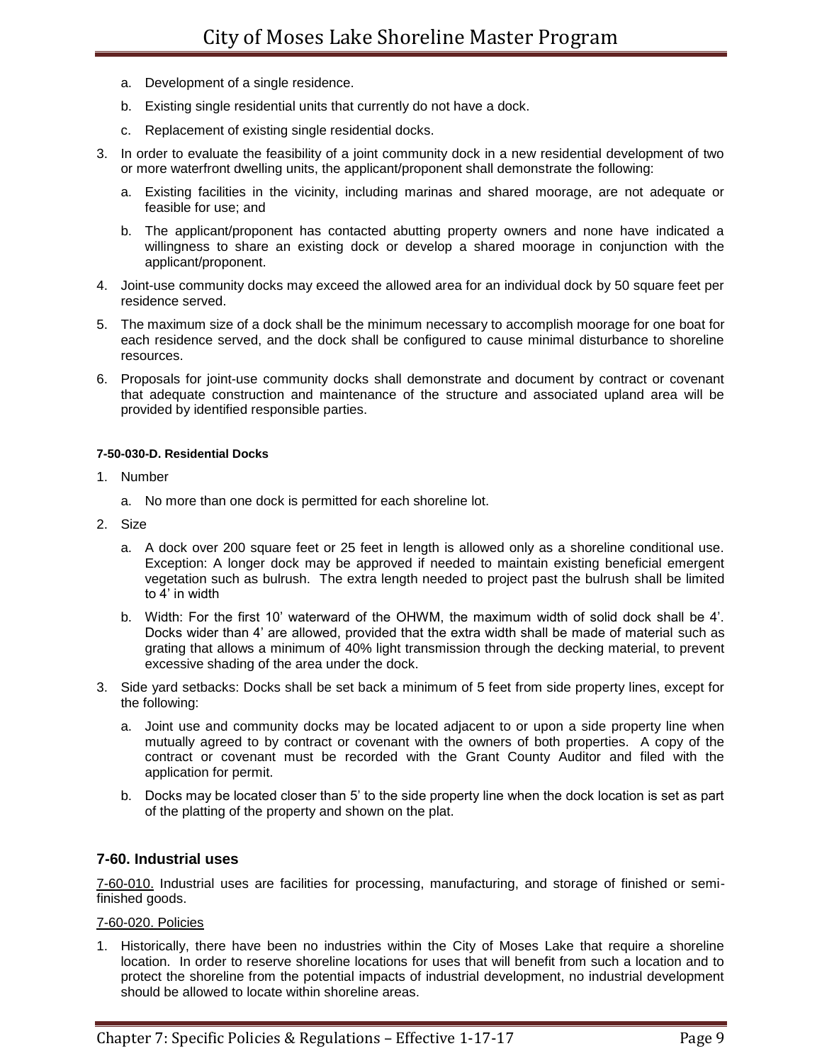a. Development of a single residence.

b. Existing single residential units that currently do not have a dock.

c. Replacement of existing single residential docks.

3. In order to evaluate the feasibility of a joint community dock in a new residential development of two or more waterfront dwelling units, the applicant/proponent shall demonstrate the following:

   a. Existing facilities in the vicinity, including marinas and shared moorage, are not adequate or feasible for use; and

   b. The applicant/proponent has contacted abutting property owners and none have indicated a willingness to share an existing dock or develop a shared moorage in conjunction with the applicant/proponent.

4. Joint-use community docks may exceed the allowed area for an individual dock by 50 square feet per residence served.

5. The maximum size of a dock shall be the minimum necessary to accomplish moorage for one boat for each residence served, and the dock shall be configured to cause minimal disturbance to shoreline resources.

6. Proposals for joint-use community docks shall demonstrate and document by contract or covenant that adequate construction and maintenance of the structure and associated upland area will be provided by identified responsible parties.

#### 7-50-030-D. Residential Docks

1. Number

   a. No more than one dock is permitted for each shoreline lot.

2. Size

   a. A dock over 200 square feet or 25 feet in length is allowed only as a shoreline conditional use. Exception: A longer dock may be approved if needed to maintain existing beneficial emergent vegetation such as bulrush. The extra length needed to project past the bulrush shall be limited to 4' in width

   b. Width: For the first 10' waterward of the OHWM, the maximum width of solid dock shall be 4'. Docks wider than 4' are allowed, provided that the extra width shall be made of material such as grating that allows a minimum of 40% light transmission through the decking material, to prevent excessive shading of the area under the dock.

3. Side yard setbacks: Docks shall be set back a minimum of 5 feet from side property lines, except for the following:

   a. Joint use and community docks may be located adjacent to or upon a side property line when mutually agreed to by contract or covenant with the owners of both properties. A copy of the contract or covenant must be recorded with the Grant County Auditor and filed with the application for permit.

   b. Docks may be located closer than 5' to the side property line when the dock location is set as part of the platting of the property and shown on the plat.

### 7-60. Industrial uses

7-60-010. Industrial uses are facilities for processing, manufacturing, and storage of finished or semi-finished goods.

7-60-020. Policies

1. Historically, there have been no industries within the City of Moses Lake that require a shoreline location. In order to reserve shoreline locations for uses that will benefit from such a location and to protect the shoreline from the potential impacts of industrial development, no industrial development should be allowed to locate within shoreline areas.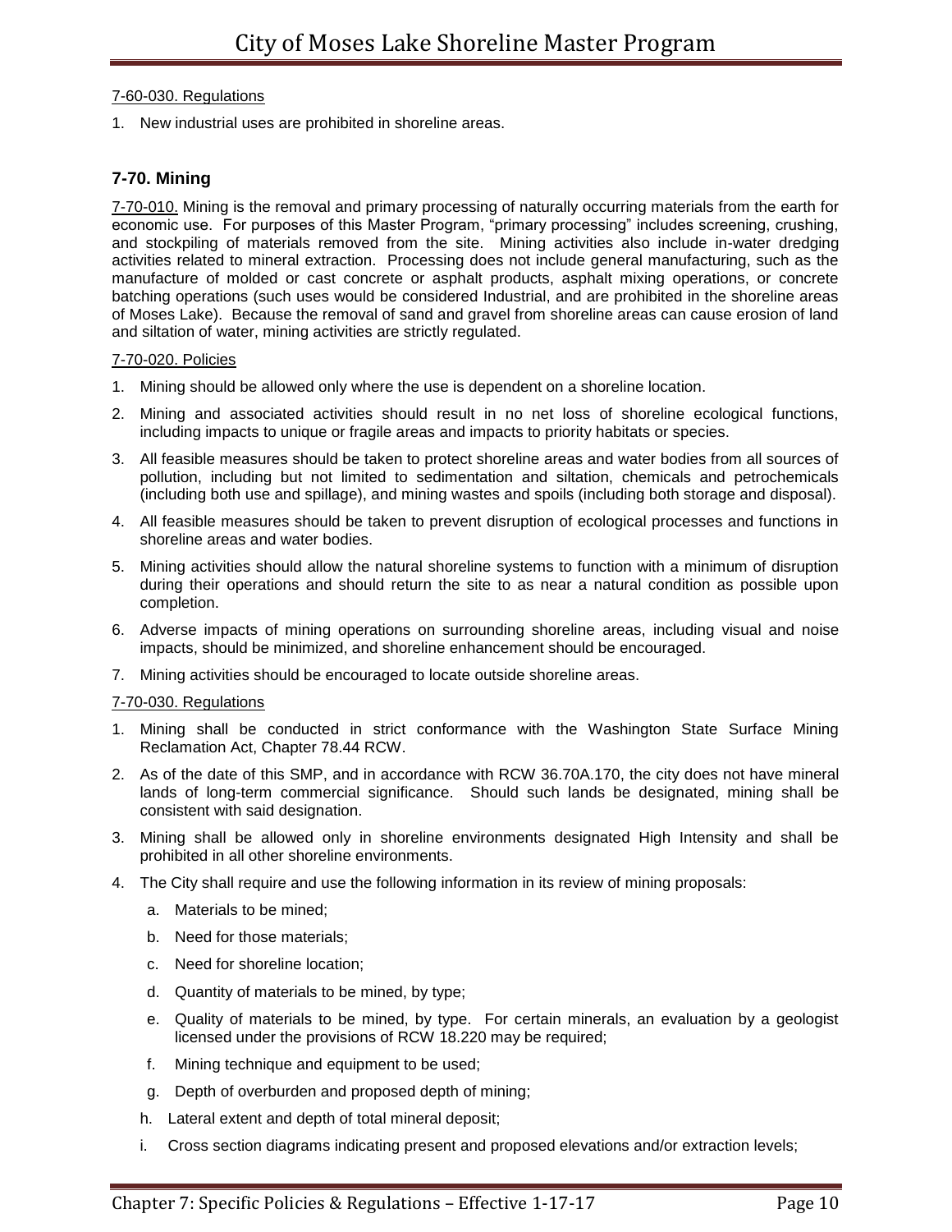7-60-030. Regulations

1. New industrial uses are prohibited in shoreline areas.

### 7-70. Mining

7-70-010. Mining is the removal and primary processing of naturally occurring materials from the earth for economic use. For purposes of this Master Program, "primary processing" includes screening, crushing, and stockpiling of materials removed from the site. Mining activities also include in-water dredging activities related to mineral extraction. Processing does not include general manufacturing, such as the manufacture of molded or cast concrete or asphalt products, asphalt mixing operations, or concrete batching operations (such uses would be considered Industrial, and are prohibited in the shoreline areas of Moses Lake). Because the removal of sand and gravel from shoreline areas can cause erosion of land and siltation of water, mining activities are strictly regulated.

7-70-020. Policies

1. Mining should be allowed only where the use is dependent on a shoreline location.
2. Mining and associated activities should result in no net loss of shoreline ecological functions, including impacts to unique or fragile areas and impacts to priority habitats or species.
3. All feasible measures should be taken to protect shoreline areas and water bodies from all sources of pollution, including but not limited to sedimentation and siltation, chemicals and petrochemicals (including both use and spillage), and mining wastes and spoils (including both storage and disposal).
4. All feasible measures should be taken to prevent disruption of ecological processes and functions in shoreline areas and water bodies.
5. Mining activities should allow the natural shoreline systems to function with a minimum of disruption during their operations and should return the site to as near a natural condition as possible upon completion.
6. Adverse impacts of mining operations on surrounding shoreline areas, including visual and noise impacts, should be minimized, and shoreline enhancement should be encouraged.
7. Mining activities should be encouraged to locate outside shoreline areas.

7-70-030. Regulations

1. Mining shall be conducted in strict conformance with the Washington State Surface Mining Reclamation Act, Chapter 78.44 RCW.
2. As of the date of this SMP, and in accordance with RCW 36.70A.170, the city does not have mineral lands of long-term commercial significance. Should such lands be designated, mining shall be consistent with said designation.
3. Mining shall be allowed only in shoreline environments designated High Intensity and shall be prohibited in all other shoreline environments.
4. The City shall require and use the following information in its review of mining proposals:
   a. Materials to be mined;
   b. Need for those materials;
   c. Need for shoreline location;
   d. Quantity of materials to be mined, by type;
   e. Quality of materials to be mined, by type. For certain minerals, an evaluation by a geologist licensed under the provisions of RCW 18.220 may be required;
   f. Mining technique and equipment to be used;
   g. Depth of overburden and proposed depth of mining;
   h. Lateral extent and depth of total mineral deposit;
   i. Cross section diagrams indicating present and proposed elevations and/or extraction levels;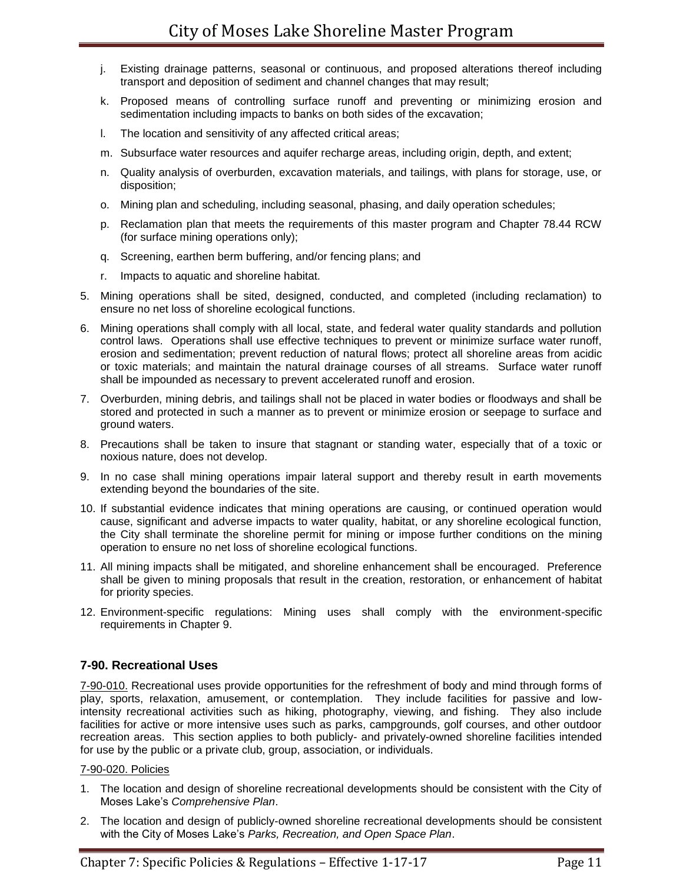j. Existing drainage patterns, seasonal or continuous, and proposed alterations thereof including transport and deposition of sediment and channel changes that may result;

k. Proposed means of controlling surface runoff and preventing or minimizing erosion and sedimentation including impacts to banks on both sides of the excavation;

l. The location and sensitivity of any affected critical areas;

m. Subsurface water resources and aquifer recharge areas, including origin, depth, and extent;

n. Quality analysis of overburden, excavation materials, and tailings, with plans for storage, use, or disposition;

o. Mining plan and scheduling, including seasonal, phasing, and daily operation schedules;

p. Reclamation plan that meets the requirements of this master program and Chapter 78.44 RCW (for surface mining operations only);

q. Screening, earthen berm buffering, and/or fencing plans; and

r. Impacts to aquatic and shoreline habitat.

5. Mining operations shall be sited, designed, conducted, and completed (including reclamation) to ensure no net loss of shoreline ecological functions.

6. Mining operations shall comply with all local, state, and federal water quality standards and pollution control laws. Operations shall use effective techniques to prevent or minimize surface water runoff, erosion and sedimentation; prevent reduction of natural flows; protect all shoreline areas from acidic or toxic materials; and maintain the natural drainage courses of all streams. Surface water runoff shall be impounded as necessary to prevent accelerated runoff and erosion.

7. Overburden, mining debris, and tailings shall not be placed in water bodies or floodways and shall be stored and protected in such a manner as to prevent or minimize erosion or seepage to surface and ground waters.

8. Precautions shall be taken to insure that stagnant or standing water, especially that of a toxic or noxious nature, does not develop.

9. In no case shall mining operations impair lateral support and thereby result in earth movements extending beyond the boundaries of the site.

10. If substantial evidence indicates that mining operations are causing, or continued operation would cause, significant and adverse impacts to water quality, habitat, or any shoreline ecological function, the City shall terminate the shoreline permit for mining or impose further conditions on the mining operation to ensure no net loss of shoreline ecological functions.

11. All mining impacts shall be mitigated, and shoreline enhancement shall be encouraged. Preference shall be given to mining proposals that result in the creation, restoration, or enhancement of habitat for priority species.

12. Environment-specific regulations: Mining uses shall comply with the environment-specific requirements in Chapter 9.

### 7-90. Recreational Uses

7-90-010. Recreational uses provide opportunities for the refreshment of body and mind through forms of play, sports, relaxation, amusement, or contemplation. They include facilities for passive and low-intensity recreational activities such as hiking, photography, viewing, and fishing. They also include facilities for active or more intensive uses such as parks, campgrounds, golf courses, and other outdoor recreation areas. This section applies to both publicly- and privately-owned shoreline facilities intended for use by the public or a private club, group, association, or individuals.

7-90-020. Policies

1. The location and design of shoreline recreational developments should be consistent with the City of Moses Lake's *Comprehensive Plan*.

2. The location and design of publicly-owned shoreline recreational developments should be consistent with the City of Moses Lake's *Parks, Recreation, and Open Space Plan*.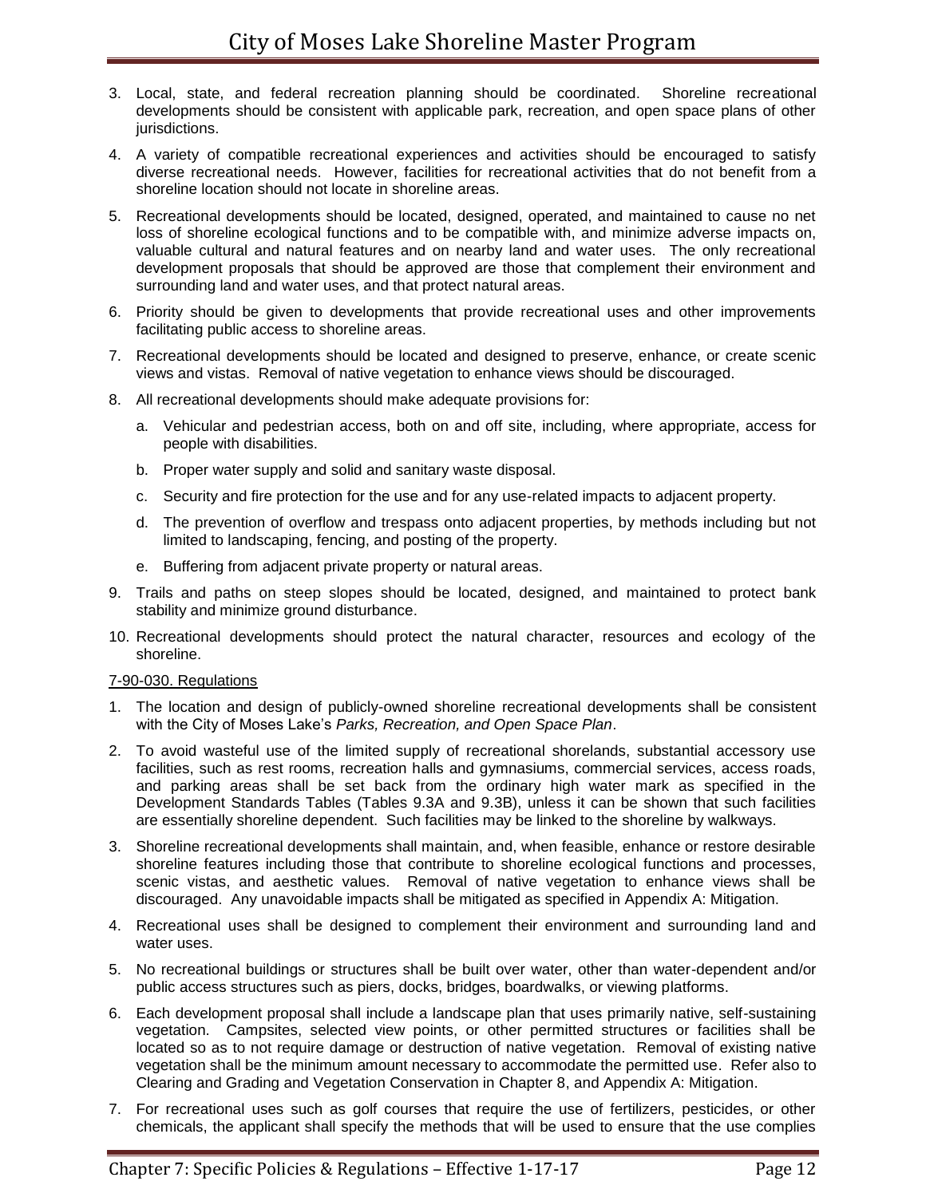3. Local, state, and federal recreation planning should be coordinated. Shoreline recreational developments should be consistent with applicable park, recreation, and open space plans of other jurisdictions.

4. A variety of compatible recreational experiences and activities should be encouraged to satisfy diverse recreational needs. However, facilities for recreational activities that do not benefit from a shoreline location should not locate in shoreline areas.

5. Recreational developments should be located, designed, operated, and maintained to cause no net loss of shoreline ecological functions and to be compatible with, and minimize adverse impacts on, valuable cultural and natural features and on nearby land and water uses. The only recreational development proposals that should be approved are those that complement their environment and surrounding land and water uses, and that protect natural areas.

6. Priority should be given to developments that provide recreational uses and other improvements facilitating public access to shoreline areas.

7. Recreational developments should be located and designed to preserve, enhance, or create scenic views and vistas. Removal of native vegetation to enhance views should be discouraged.

8. All recreational developments should make adequate provisions for:

   a. Vehicular and pedestrian access, both on and off site, including, where appropriate, access for people with disabilities.

   b. Proper water supply and solid and sanitary waste disposal.

   c. Security and fire protection for the use and for any use-related impacts to adjacent property.

   d. The prevention of overflow and trespass onto adjacent properties, by methods including but not limited to landscaping, fencing, and posting of the property.

   e. Buffering from adjacent private property or natural areas.

9. Trails and paths on steep slopes should be located, designed, and maintained to protect bank stability and minimize ground disturbance.

10. Recreational developments should protect the natural character, resources and ecology of the shoreline.

<u>7-90-030. Regulations</u>

1. The location and design of publicly-owned shoreline recreational developments shall be consistent with the City of Moses Lake's *Parks, Recreation, and Open Space Plan*.

2. To avoid wasteful use of the limited supply of recreational shorelands, substantial accessory use facilities, such as rest rooms, recreation halls and gymnasiums, commercial services, access roads, and parking areas shall be set back from the ordinary high water mark as specified in the Development Standards Tables (Tables 9.3A and 9.3B), unless it can be shown that such facilities are essentially shoreline dependent. Such facilities may be linked to the shoreline by walkways.

3. Shoreline recreational developments shall maintain, and, when feasible, enhance or restore desirable shoreline features including those that contribute to shoreline ecological functions and processes, scenic vistas, and aesthetic values. Removal of native vegetation to enhance views shall be discouraged. Any unavoidable impacts shall be mitigated as specified in Appendix A: Mitigation.

4. Recreational uses shall be designed to complement their environment and surrounding land and water uses.

5. No recreational buildings or structures shall be built over water, other than water-dependent and/or public access structures such as piers, docks, bridges, boardwalks, or viewing platforms.

6. Each development proposal shall include a landscape plan that uses primarily native, self-sustaining vegetation. Campsites, selected view points, or other permitted structures or facilities shall be located so as to not require damage or destruction of native vegetation. Removal of existing native vegetation shall be the minimum amount necessary to accommodate the permitted use. Refer also to Clearing and Grading and Vegetation Conservation in Chapter 8, and Appendix A: Mitigation.

7. For recreational uses such as golf courses that require the use of fertilizers, pesticides, or other chemicals, the applicant shall specify the methods that will be used to ensure that the use complies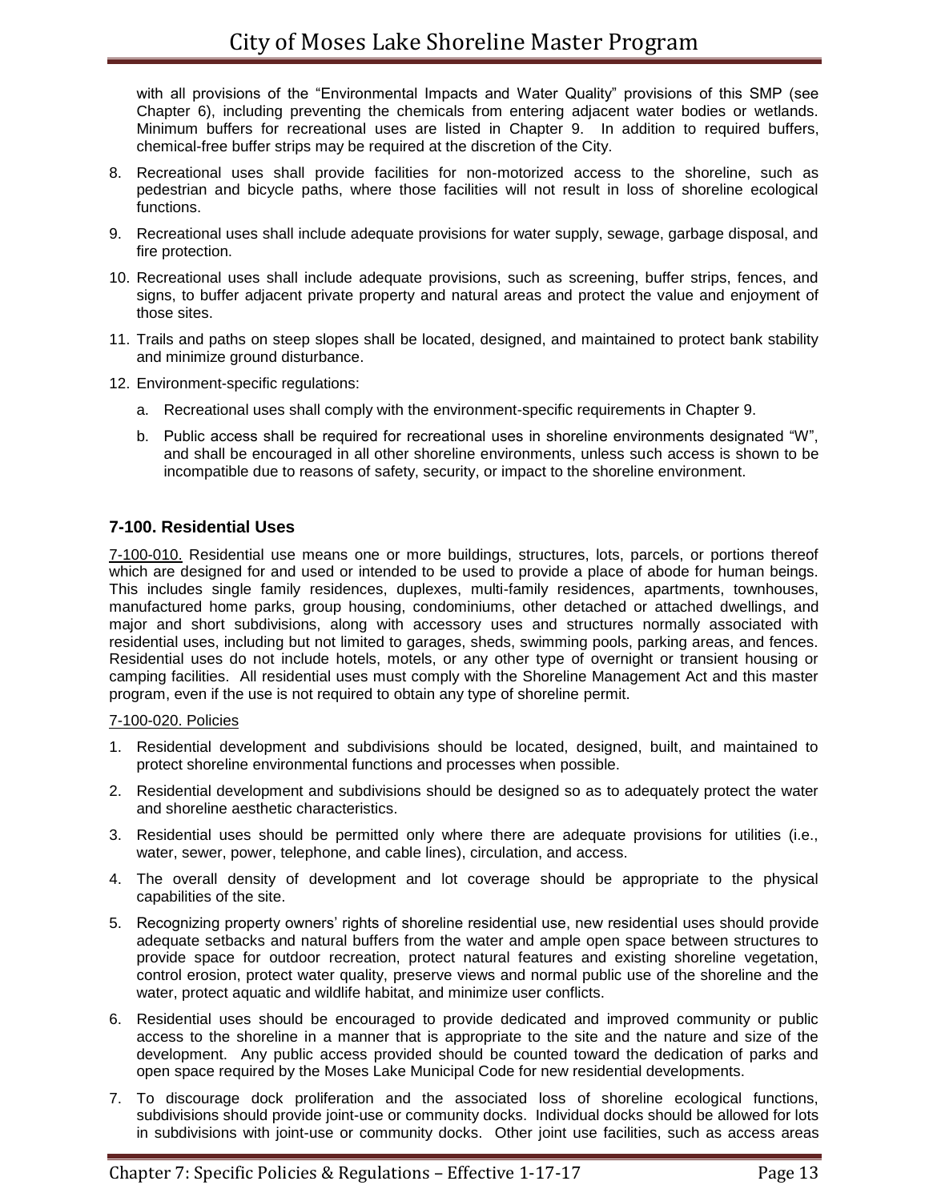with all provisions of the "Environmental Impacts and Water Quality" provisions of this SMP (see Chapter 6), including preventing the chemicals from entering adjacent water bodies or wetlands. Minimum buffers for recreational uses are listed in Chapter 9. In addition to required buffers, chemical-free buffer strips may be required at the discretion of the City.

8. Recreational uses shall provide facilities for non-motorized access to the shoreline, such as pedestrian and bicycle paths, where those facilities will not result in loss of shoreline ecological functions.
9. Recreational uses shall include adequate provisions for water supply, sewage, garbage disposal, and fire protection.
10. Recreational uses shall include adequate provisions, such as screening, buffer strips, fences, and signs, to buffer adjacent private property and natural areas and protect the value and enjoyment of those sites.
11. Trails and paths on steep slopes shall be located, designed, and maintained to protect bank stability and minimize ground disturbance.
12. Environment-specific regulations:
    a. Recreational uses shall comply with the environment-specific requirements in Chapter 9.
    b. Public access shall be required for recreational uses in shoreline environments designated "W", and shall be encouraged in all other shoreline environments, unless such access is shown to be incompatible due to reasons of safety, security, or impact to the shoreline environment.

### 7-100. Residential Uses

7-100-010. Residential use means one or more buildings, structures, lots, parcels, or portions thereof which are designed for and used or intended to be used to provide a place of abode for human beings. This includes single family residences, duplexes, multi-family residences, apartments, townhouses, manufactured home parks, group housing, condominiums, other detached or attached dwellings, and major and short subdivisions, along with accessory uses and structures normally associated with residential uses, including but not limited to garages, sheds, swimming pools, parking areas, and fences. Residential uses do not include hotels, motels, or any other type of overnight or transient housing or camping facilities. All residential uses must comply with the Shoreline Management Act and this master program, even if the use is not required to obtain any type of shoreline permit.

7-100-020. Policies

1. Residential development and subdivisions should be located, designed, built, and maintained to protect shoreline environmental functions and processes when possible.
2. Residential development and subdivisions should be designed so as to adequately protect the water and shoreline aesthetic characteristics.
3. Residential uses should be permitted only where there are adequate provisions for utilities (i.e., water, sewer, power, telephone, and cable lines), circulation, and access.
4. The overall density of development and lot coverage should be appropriate to the physical capabilities of the site.
5. Recognizing property owners' rights of shoreline residential use, new residential uses should provide adequate setbacks and natural buffers from the water and ample open space between structures to provide space for outdoor recreation, protect natural features and existing shoreline vegetation, control erosion, protect water quality, preserve views and normal public use of the shoreline and the water, protect aquatic and wildlife habitat, and minimize user conflicts.
6. Residential uses should be encouraged to provide dedicated and improved community or public access to the shoreline in a manner that is appropriate to the site and the nature and size of the development. Any public access provided should be counted toward the dedication of parks and open space required by the Moses Lake Municipal Code for new residential developments.
7. To discourage dock proliferation and the associated loss of shoreline ecological functions, subdivisions should provide joint-use or community docks. Individual docks should be allowed for lots in subdivisions with joint-use or community docks. Other joint use facilities, such as access areas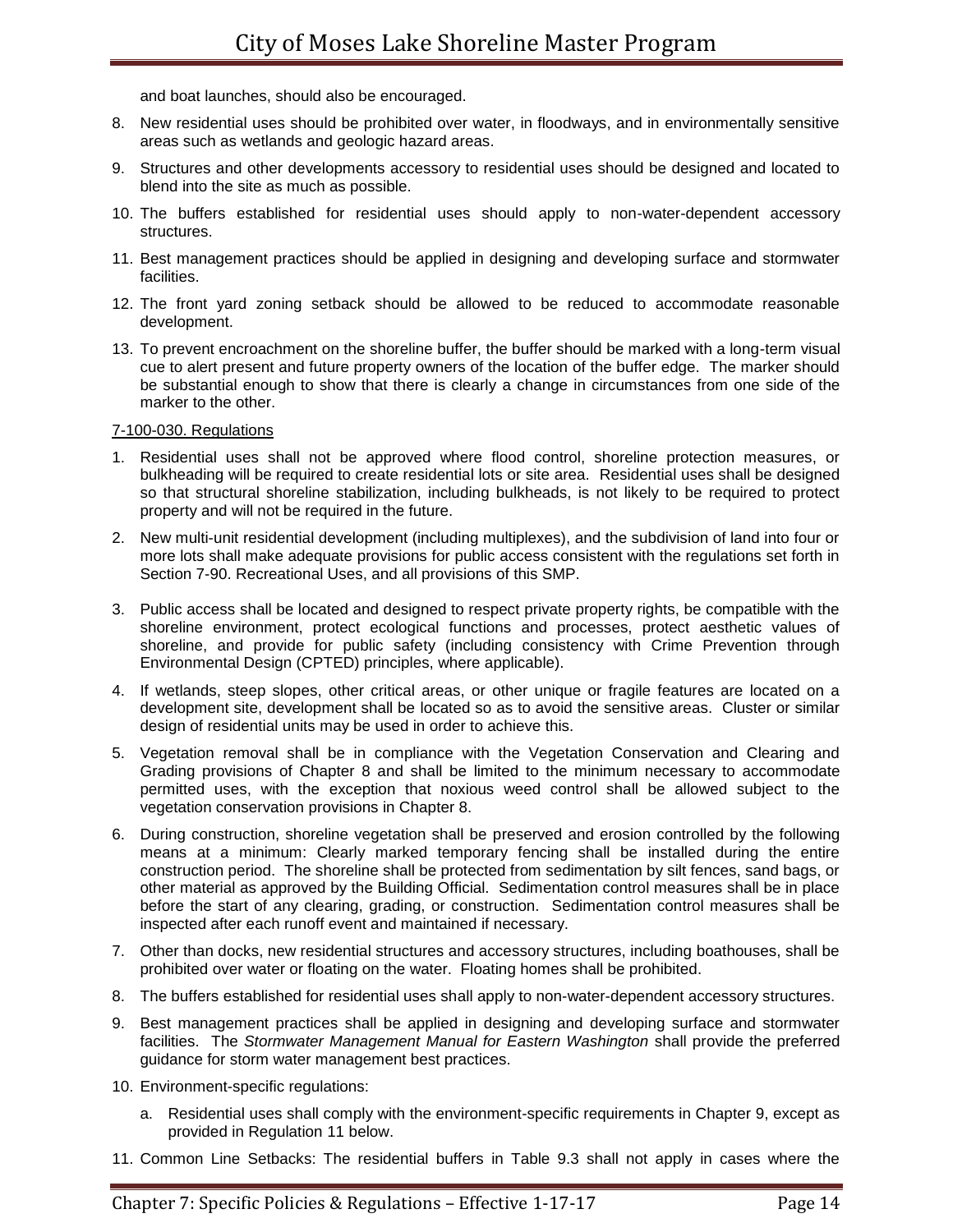and boat launches, should also be encouraged.

8. New residential uses should be prohibited over water, in floodways, and in environmentally sensitive areas such as wetlands and geologic hazard areas.
9. Structures and other developments accessory to residential uses should be designed and located to blend into the site as much as possible.
10. The buffers established for residential uses should apply to non-water-dependent accessory structures.
11. Best management practices should be applied in designing and developing surface and stormwater facilities.
12. The front yard zoning setback should be allowed to be reduced to accommodate reasonable development.
13. To prevent encroachment on the shoreline buffer, the buffer should be marked with a long-term visual cue to alert present and future property owners of the location of the buffer edge. The marker should be substantial enough to show that there is clearly a change in circumstances from one side of the marker to the other.

7-100-030. Regulations

1. Residential uses shall not be approved where flood control, shoreline protection measures, or bulkheading will be required to create residential lots or site area. Residential uses shall be designed so that structural shoreline stabilization, including bulkheads, is not likely to be required to protect property and will not be required in the future.
2. New multi-unit residential development (including multiplexes), and the subdivision of land into four or more lots shall make adequate provisions for public access consistent with the regulations set forth in Section 7-90. Recreational Uses, and all provisions of this SMP.
3. Public access shall be located and designed to respect private property rights, be compatible with the shoreline environment, protect ecological functions and processes, protect aesthetic values of shoreline, and provide for public safety (including consistency with Crime Prevention through Environmental Design (CPTED) principles, where applicable).
4. If wetlands, steep slopes, other critical areas, or other unique or fragile features are located on a development site, development shall be located so as to avoid the sensitive areas. Cluster or similar design of residential units may be used in order to achieve this.
5. Vegetation removal shall be in compliance with the Vegetation Conservation and Clearing and Grading provisions of Chapter 8 and shall be limited to the minimum necessary to accommodate permitted uses, with the exception that noxious weed control shall be allowed subject to the vegetation conservation provisions in Chapter 8.
6. During construction, shoreline vegetation shall be preserved and erosion controlled by the following means at a minimum: Clearly marked temporary fencing shall be installed during the entire construction period. The shoreline shall be protected from sedimentation by silt fences, sand bags, or other material as approved by the Building Official. Sedimentation control measures shall be in place before the start of any clearing, grading, or construction. Sedimentation control measures shall be inspected after each runoff event and maintained if necessary.
7. Other than docks, new residential structures and accessory structures, including boathouses, shall be prohibited over water or floating on the water. Floating homes shall be prohibited.
8. The buffers established for residential uses shall apply to non-water-dependent accessory structures.
9. Best management practices shall be applied in designing and developing surface and stormwater facilities. The *Stormwater Management Manual for Eastern Washington* shall provide the preferred guidance for storm water management best practices.
10. Environment-specific regulations:
    a. Residential uses shall comply with the environment-specific requirements in Chapter 9, except as provided in Regulation 11 below.
11. Common Line Setbacks: The residential buffers in Table 9.3 shall not apply in cases where the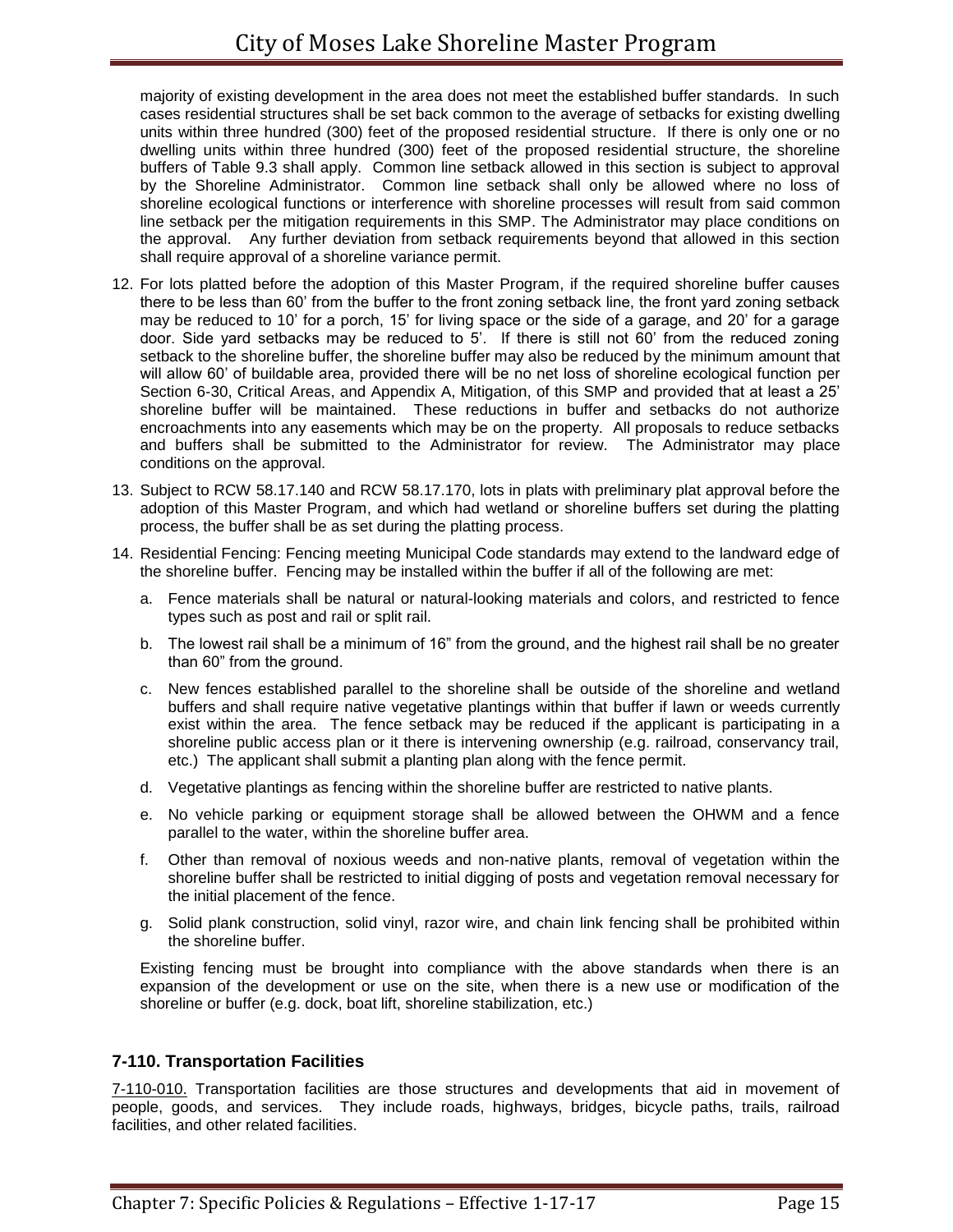majority of existing development in the area does not meet the established buffer standards. In such cases residential structures shall be set back common to the average of setbacks for existing dwelling units within three hundred (300) feet of the proposed residential structure. If there is only one or no dwelling units within three hundred (300) feet of the proposed residential structure, the shoreline buffers of Table 9.3 shall apply. Common line setback allowed in this section is subject to approval by the Shoreline Administrator. Common line setback shall only be allowed where no loss of shoreline ecological functions or interference with shoreline processes will result from said common line setback per the mitigation requirements in this SMP. The Administrator may place conditions on the approval. Any further deviation from setback requirements beyond that allowed in this section shall require approval of a shoreline variance permit.

12. For lots platted before the adoption of this Master Program, if the required shoreline buffer causes there to be less than 60' from the buffer to the front zoning setback line, the front yard zoning setback may be reduced to 10' for a porch, 15' for living space or the side of a garage, and 20' for a garage door. Side yard setbacks may be reduced to 5'. If there is still not 60' from the reduced zoning setback to the shoreline buffer, the shoreline buffer may also be reduced by the minimum amount that will allow 60' of buildable area, provided there will be no net loss of shoreline ecological function per Section 6-30, Critical Areas, and Appendix A, Mitigation, of this SMP and provided that at least a 25' shoreline buffer will be maintained. These reductions in buffer and setbacks do not authorize encroachments into any easements which may be on the property. All proposals to reduce setbacks and buffers shall be submitted to the Administrator for review. The Administrator may place conditions on the approval.
13. Subject to RCW 58.17.140 and RCW 58.17.170, lots in plats with preliminary plat approval before the adoption of this Master Program, and which had wetland or shoreline buffers set during the platting process, the buffer shall be as set during the platting process.
14. Residential Fencing: Fencing meeting Municipal Code standards may extend to the landward edge of the shoreline buffer. Fencing may be installed within the buffer if all of the following are met:
    a. Fence materials shall be natural or natural-looking materials and colors, and restricted to fence types such as post and rail or split rail.
    b. The lowest rail shall be a minimum of 16" from the ground, and the highest rail shall be no greater than 60" from the ground.
    c. New fences established parallel to the shoreline shall be outside of the shoreline and wetland buffers and shall require native vegetative plantings within that buffer if lawn or weeds currently exist within the area. The fence setback may be reduced if the applicant is participating in a shoreline public access plan or it there is intervening ownership (e.g. railroad, conservancy trail, etc.) The applicant shall submit a planting plan along with the fence permit.
    d. Vegetative plantings as fencing within the shoreline buffer are restricted to native plants.
    e. No vehicle parking or equipment storage shall be allowed between the OHWM and a fence parallel to the water, within the shoreline buffer area.
    f. Other than removal of noxious weeds and non-native plants, removal of vegetation within the shoreline buffer shall be restricted to initial digging of posts and vegetation removal necessary for the initial placement of the fence.
    g. Solid plank construction, solid vinyl, razor wire, and chain link fencing shall be prohibited within the shoreline buffer.

    Existing fencing must be brought into compliance with the above standards when there is an expansion of the development or use on the site, when there is a new use or modification of the shoreline or buffer (e.g. dock, boat lift, shoreline stabilization, etc.)

### 7-110. Transportation Facilities

7-110-010. Transportation facilities are those structures and developments that aid in movement of people, goods, and services. They include roads, highways, bridges, bicycle paths, trails, railroad facilities, and other related facilities.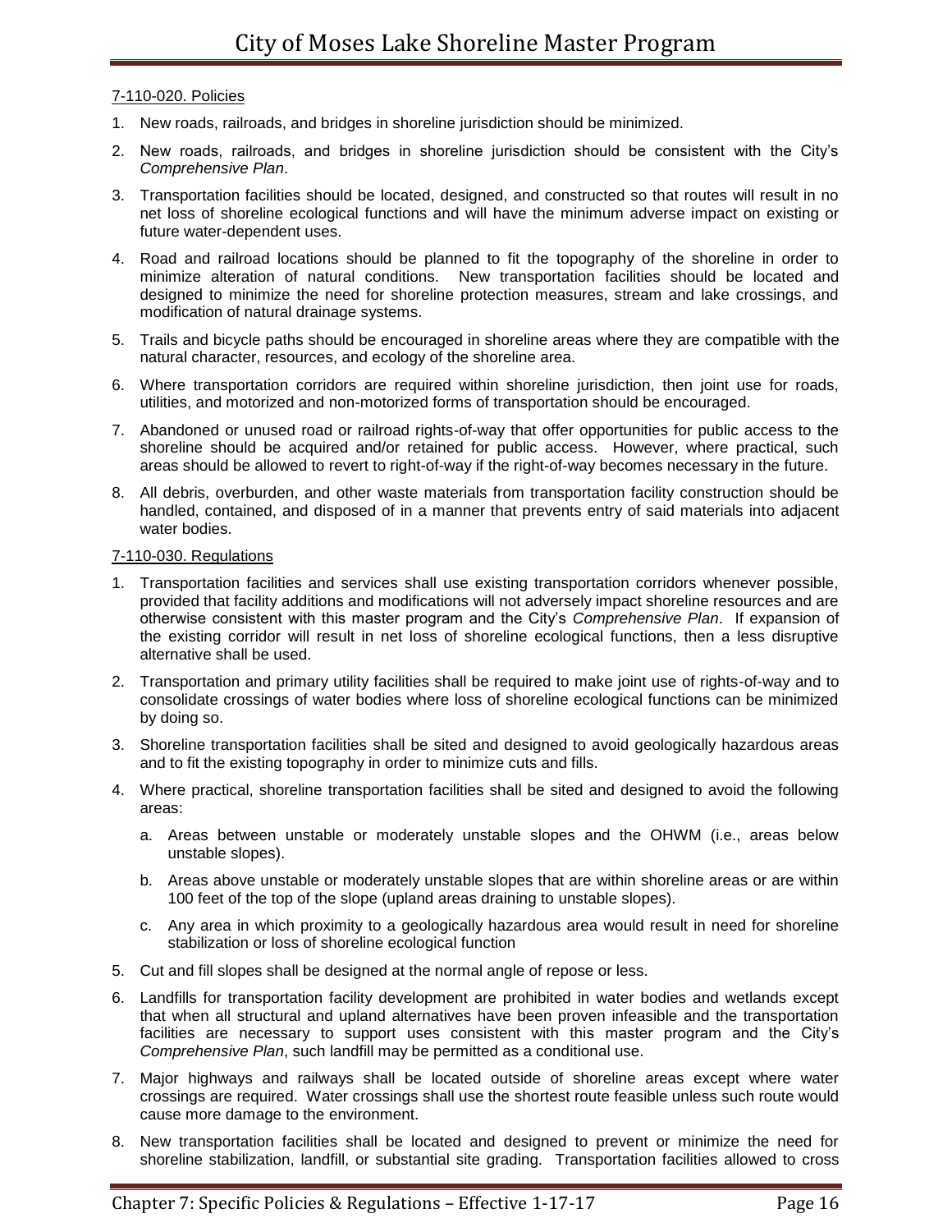7-110-020. Policies

1. New roads, railroads, and bridges in shoreline jurisdiction should be minimized.
2. New roads, railroads, and bridges in shoreline jurisdiction should be consistent with the City's *Comprehensive Plan*.
3. Transportation facilities should be located, designed, and constructed so that routes will result in no net loss of shoreline ecological functions and will have the minimum adverse impact on existing or future water-dependent uses.
4. Road and railroad locations should be planned to fit the topography of the shoreline in order to minimize alteration of natural conditions. New transportation facilities should be located and designed to minimize the need for shoreline protection measures, stream and lake crossings, and modification of natural drainage systems.
5. Trails and bicycle paths should be encouraged in shoreline areas where they are compatible with the natural character, resources, and ecology of the shoreline area.
6. Where transportation corridors are required within shoreline jurisdiction, then joint use for roads, utilities, and motorized and non-motorized forms of transportation should be encouraged.
7. Abandoned or unused road or railroad rights-of-way that offer opportunities for public access to the shoreline should be acquired and/or retained for public access. However, where practical, such areas should be allowed to revert to right-of-way if the right-of-way becomes necessary in the future.
8. All debris, overburden, and other waste materials from transportation facility construction should be handled, contained, and disposed of in a manner that prevents entry of said materials into adjacent water bodies.

7-110-030. Regulations

1. Transportation facilities and services shall use existing transportation corridors whenever possible, provided that facility additions and modifications will not adversely impact shoreline resources and are otherwise consistent with this master program and the City's *Comprehensive Plan*. If expansion of the existing corridor will result in net loss of shoreline ecological functions, then a less disruptive alternative shall be used.
2. Transportation and primary utility facilities shall be required to make joint use of rights-of-way and to consolidate crossings of water bodies where loss of shoreline ecological functions can be minimized by doing so.
3. Shoreline transportation facilities shall be sited and designed to avoid geologically hazardous areas and to fit the existing topography in order to minimize cuts and fills.
4. Where practical, shoreline transportation facilities shall be sited and designed to avoid the following areas:
   a. Areas between unstable or moderately unstable slopes and the OHWM (i.e., areas below unstable slopes).
   b. Areas above unstable or moderately unstable slopes that are within shoreline areas or are within 100 feet of the top of the slope (upland areas draining to unstable slopes).
   c. Any area in which proximity to a geologically hazardous area would result in need for shoreline stabilization or loss of shoreline ecological function
5. Cut and fill slopes shall be designed at the normal angle of repose or less.
6. Landfills for transportation facility development are prohibited in water bodies and wetlands except that when all structural and upland alternatives have been proven infeasible and the transportation facilities are necessary to support uses consistent with this master program and the City's *Comprehensive Plan*, such landfill may be permitted as a conditional use.
7. Major highways and railways shall be located outside of shoreline areas except where water crossings are required. Water crossings shall use the shortest route feasible unless such route would cause more damage to the environment.
8. New transportation facilities shall be located and designed to prevent or minimize the need for shoreline stabilization, landfill, or substantial site grading. Transportation facilities allowed to cross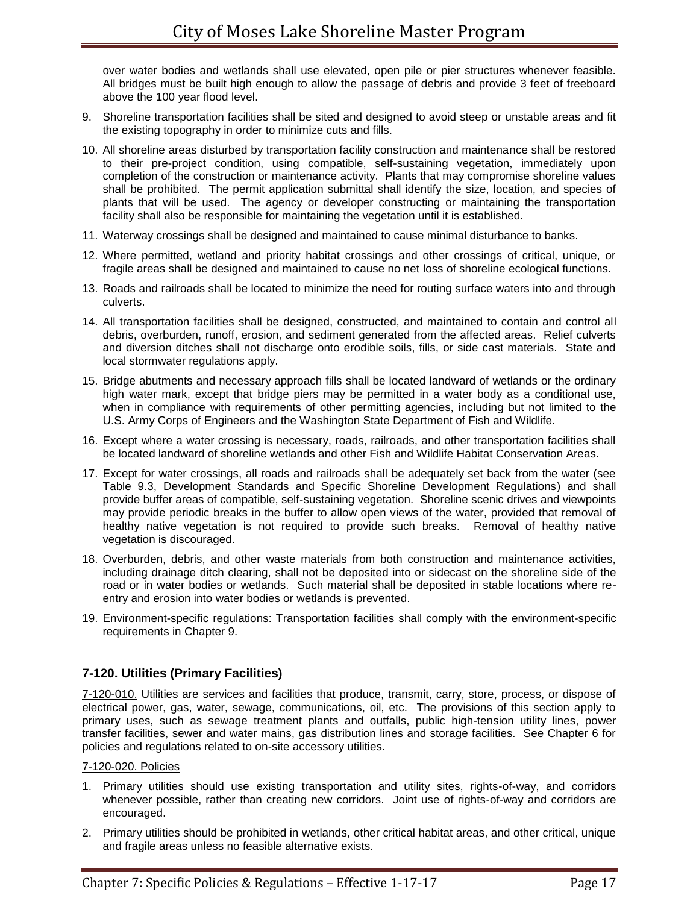over water bodies and wetlands shall use elevated, open pile or pier structures whenever feasible. All bridges must be built high enough to allow the passage of debris and provide 3 feet of freeboard above the 100 year flood level.

9. Shoreline transportation facilities shall be sited and designed to avoid steep or unstable areas and fit the existing topography in order to minimize cuts and fills.
10. All shoreline areas disturbed by transportation facility construction and maintenance shall be restored to their pre-project condition, using compatible, self-sustaining vegetation, immediately upon completion of the construction or maintenance activity. Plants that may compromise shoreline values shall be prohibited. The permit application submittal shall identify the size, location, and species of plants that will be used. The agency or developer constructing or maintaining the transportation facility shall also be responsible for maintaining the vegetation until it is established.
11. Waterway crossings shall be designed and maintained to cause minimal disturbance to banks.
12. Where permitted, wetland and priority habitat crossings and other crossings of critical, unique, or fragile areas shall be designed and maintained to cause no net loss of shoreline ecological functions.
13. Roads and railroads shall be located to minimize the need for routing surface waters into and through culverts.
14. All transportation facilities shall be designed, constructed, and maintained to contain and control all debris, overburden, runoff, erosion, and sediment generated from the affected areas. Relief culverts and diversion ditches shall not discharge onto erodible soils, fills, or side cast materials. State and local stormwater regulations apply.
15. Bridge abutments and necessary approach fills shall be located landward of wetlands or the ordinary high water mark, except that bridge piers may be permitted in a water body as a conditional use, when in compliance with requirements of other permitting agencies, including but not limited to the U.S. Army Corps of Engineers and the Washington State Department of Fish and Wildlife.
16. Except where a water crossing is necessary, roads, railroads, and other transportation facilities shall be located landward of shoreline wetlands and other Fish and Wildlife Habitat Conservation Areas.
17. Except for water crossings, all roads and railroads shall be adequately set back from the water (see Table 9.3, Development Standards and Specific Shoreline Development Regulations) and shall provide buffer areas of compatible, self-sustaining vegetation. Shoreline scenic drives and viewpoints may provide periodic breaks in the buffer to allow open views of the water, provided that removal of healthy native vegetation is not required to provide such breaks. Removal of healthy native vegetation is discouraged.
18. Overburden, debris, and other waste materials from both construction and maintenance activities, including drainage ditch clearing, shall not be deposited into or sidecast on the shoreline side of the road or in water bodies or wetlands. Such material shall be deposited in stable locations where re-entry and erosion into water bodies or wetlands is prevented.
19. Environment-specific regulations: Transportation facilities shall comply with the environment-specific requirements in Chapter 9.

### 7-120. Utilities (Primary Facilities)

7-120-010. Utilities are services and facilities that produce, transmit, carry, store, process, or dispose of electrical power, gas, water, sewage, communications, oil, etc. The provisions of this section apply to primary uses, such as sewage treatment plants and outfalls, public high-tension utility lines, power transfer facilities, sewer and water mains, gas distribution lines and storage facilities. See Chapter 6 for policies and regulations related to on-site accessory utilities.

7-120-020. Policies

1. Primary utilities should use existing transportation and utility sites, rights-of-way, and corridors whenever possible, rather than creating new corridors. Joint use of rights-of-way and corridors are encouraged.
2. Primary utilities should be prohibited in wetlands, other critical habitat areas, and other critical, unique and fragile areas unless no feasible alternative exists.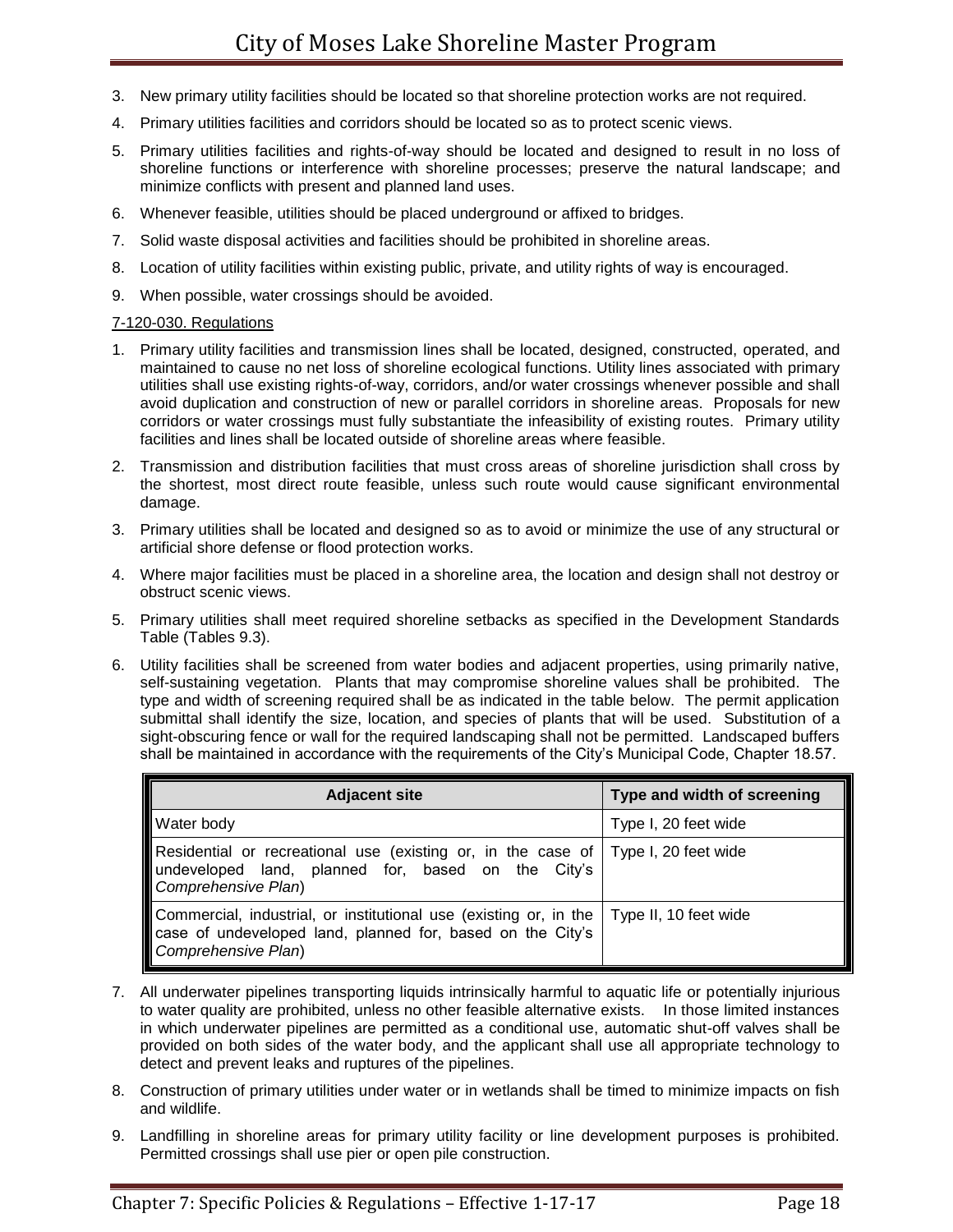3. New primary utility facilities should be located so that shoreline protection works are not required.
4. Primary utilities facilities and corridors should be located so as to protect scenic views.
5. Primary utilities facilities and rights-of-way should be located and designed to result in no loss of shoreline functions or interference with shoreline processes; preserve the natural landscape; and minimize conflicts with present and planned land uses.
6. Whenever feasible, utilities should be placed underground or affixed to bridges.
7. Solid waste disposal activities and facilities should be prohibited in shoreline areas.
8. Location of utility facilities within existing public, private, and utility rights of way is encouraged.
9. When possible, water crossings should be avoided.

7-120-030. Regulations

1. Primary utility facilities and transmission lines shall be located, designed, constructed, operated, and maintained to cause no net loss of shoreline ecological functions. Utility lines associated with primary utilities shall use existing rights-of-way, corridors, and/or water crossings whenever possible and shall avoid duplication and construction of new or parallel corridors in shoreline areas. Proposals for new corridors or water crossings must fully substantiate the infeasibility of existing routes. Primary utility facilities and lines shall be located outside of shoreline areas where feasible.
2. Transmission and distribution facilities that must cross areas of shoreline jurisdiction shall cross by the shortest, most direct route feasible, unless such route would cause significant environmental damage.
3. Primary utilities shall be located and designed so as to avoid or minimize the use of any structural or artificial shore defense or flood protection works.
4. Where major facilities must be placed in a shoreline area, the location and design shall not destroy or obstruct scenic views.
5. Primary utilities shall meet required shoreline setbacks as specified in the Development Standards Table (Tables 9.3).
6. Utility facilities shall be screened from water bodies and adjacent properties, using primarily native, self-sustaining vegetation. Plants that may compromise shoreline values shall be prohibited. The type and width of screening required shall be as indicated in the table below. The permit application submittal shall identify the size, location, and species of plants that will be used. Substitution of a sight-obscuring fence or wall for the required landscaping shall not be permitted. Landscaped buffers shall be maintained in accordance with the requirements of the City's Municipal Code, Chapter 18.57.

| Adjacent site | Type and width of screening |
|---|---|
| Water body | Type I, 20 feet wide |
| Residential or recreational use (existing or, in the case of undeveloped land, planned for, based on the City's *Comprehensive Plan*) | Type I, 20 feet wide |
| Commercial, industrial, or institutional use (existing or, in the case of undeveloped land, planned for, based on the City's *Comprehensive Plan*) | Type II, 10 feet wide |

7. All underwater pipelines transporting liquids intrinsically harmful to aquatic life or potentially injurious to water quality are prohibited, unless no other feasible alternative exists. In those limited instances in which underwater pipelines are permitted as a conditional use, automatic shut-off valves shall be provided on both sides of the water body, and the applicant shall use all appropriate technology to detect and prevent leaks and ruptures of the pipelines.
8. Construction of primary utilities under water or in wetlands shall be timed to minimize impacts on fish and wildlife.
9. Landfilling in shoreline areas for primary utility facility or line development purposes is prohibited. Permitted crossings shall use pier or open pile construction.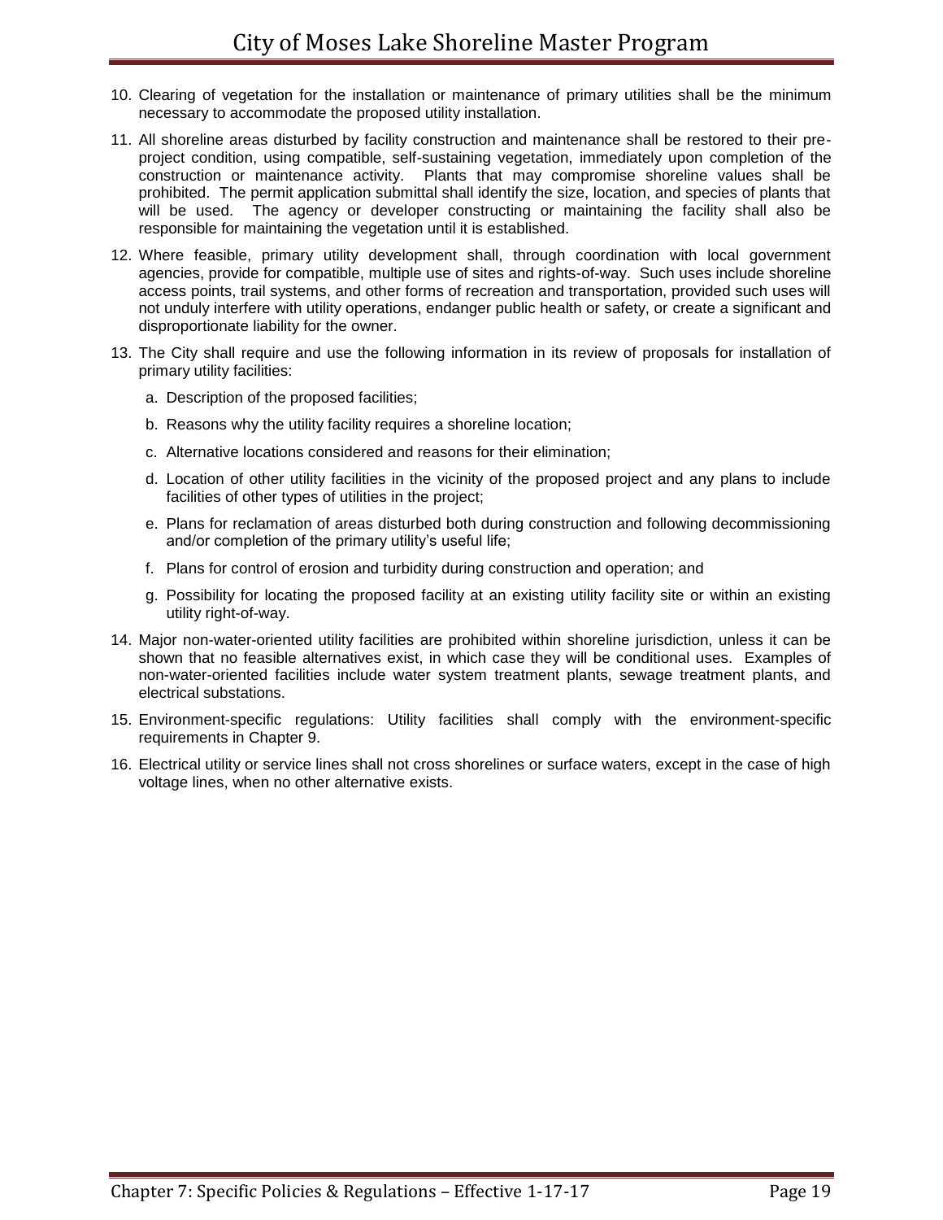10. Clearing of vegetation for the installation or maintenance of primary utilities shall be the minimum necessary to accommodate the proposed utility installation.

11. All shoreline areas disturbed by facility construction and maintenance shall be restored to their pre-project condition, using compatible, self-sustaining vegetation, immediately upon completion of the construction or maintenance activity. Plants that may compromise shoreline values shall be prohibited. The permit application submittal shall identify the size, location, and species of plants that will be used. The agency or developer constructing or maintaining the facility shall also be responsible for maintaining the vegetation until it is established.

12. Where feasible, primary utility development shall, through coordination with local government agencies, provide for compatible, multiple use of sites and rights-of-way. Such uses include shoreline access points, trail systems, and other forms of recreation and transportation, provided such uses will not unduly interfere with utility operations, endanger public health or safety, or create a significant and disproportionate liability for the owner.

13. The City shall require and use the following information in its review of proposals for installation of primary utility facilities:

    a. Description of the proposed facilities;

    b. Reasons why the utility facility requires a shoreline location;

    c. Alternative locations considered and reasons for their elimination;

    d. Location of other utility facilities in the vicinity of the proposed project and any plans to include facilities of other types of utilities in the project;

    e. Plans for reclamation of areas disturbed both during construction and following decommissioning and/or completion of the primary utility's useful life;

    f. Plans for control of erosion and turbidity during construction and operation; and

    g. Possibility for locating the proposed facility at an existing utility facility site or within an existing utility right-of-way.

14. Major non-water-oriented utility facilities are prohibited within shoreline jurisdiction, unless it can be shown that no feasible alternatives exist, in which case they will be conditional uses. Examples of non-water-oriented facilities include water system treatment plants, sewage treatment plants, and electrical substations.

15. Environment-specific regulations: Utility facilities shall comply with the environment-specific requirements in Chapter 9.

16. Electrical utility or service lines shall not cross shorelines or surface waters, except in the case of high voltage lines, when no other alternative exists.